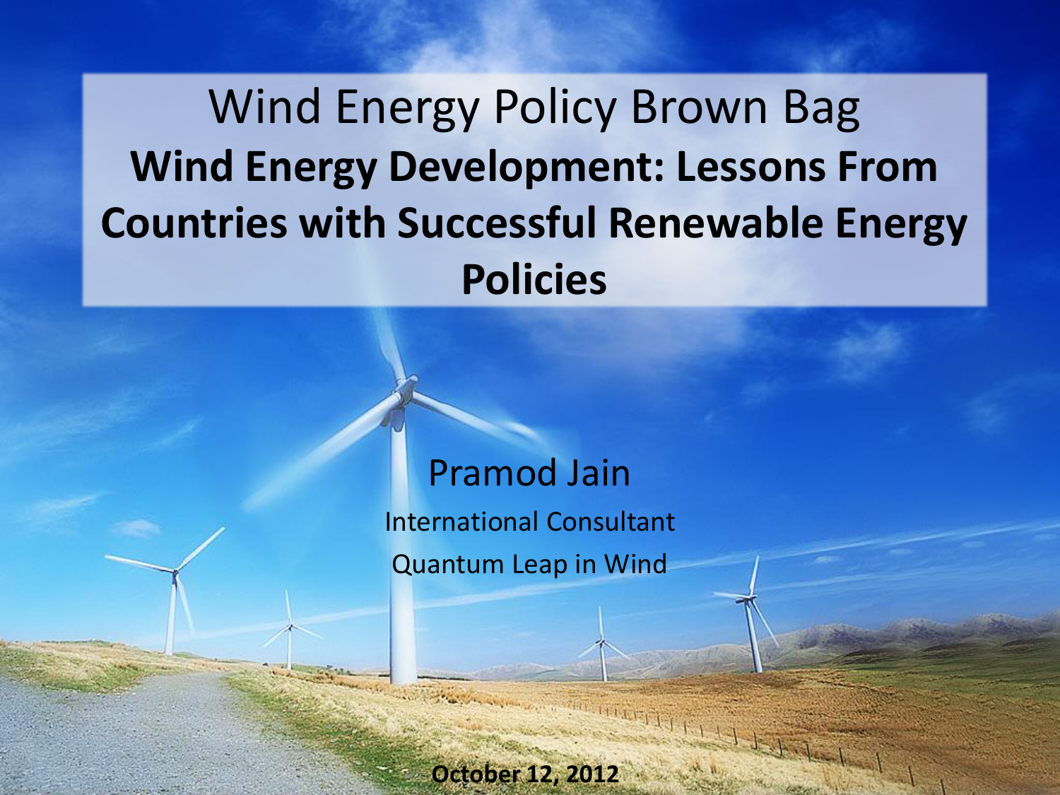# Wind Energy Policy Brown Bag

## Wind Energy Development: Lessons From Countries with Successful Renewable Energy Policies

Pramod Jain

International Consultant

Quantum Leap in Wind

**October 12, 2012**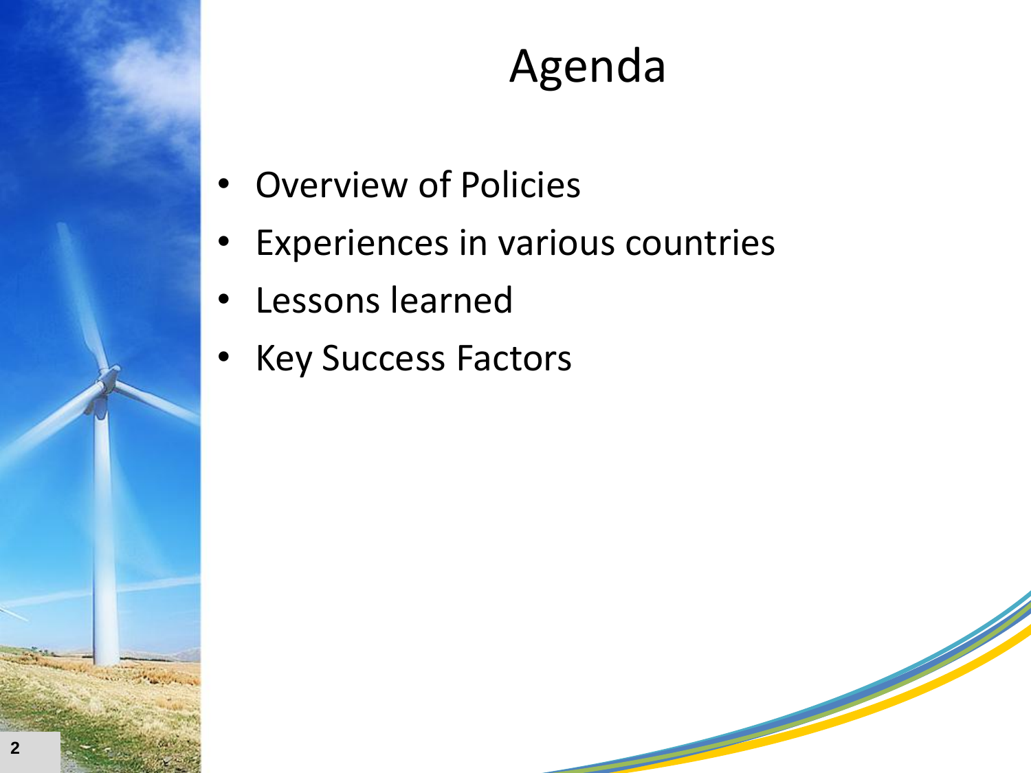# Agenda

- Overview of Policies
- Experiences in various countries
- Lessons learned
- Key Success Factors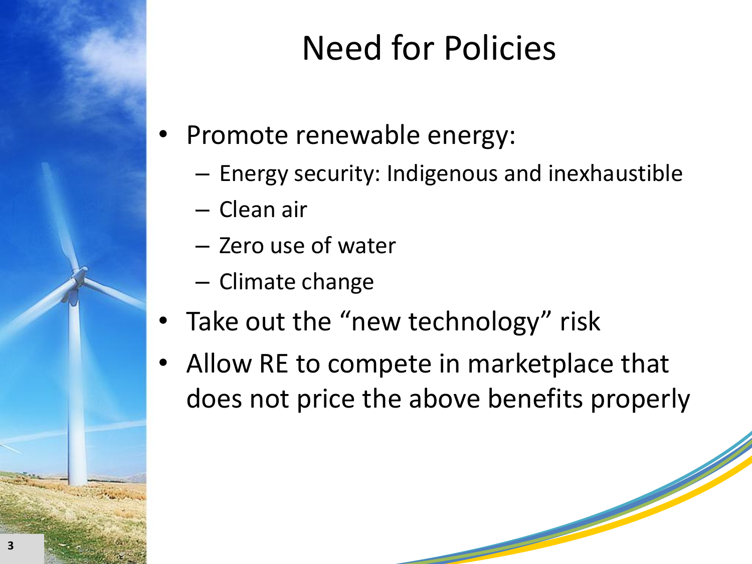# Need for Policies

- Promote renewable energy:
  - Energy security: Indigenous and inexhaustible
  - Clean air
  - Zero use of water
  - Climate change
- Take out the “new technology” risk
- Allow RE to compete in marketplace that does not price the above benefits properly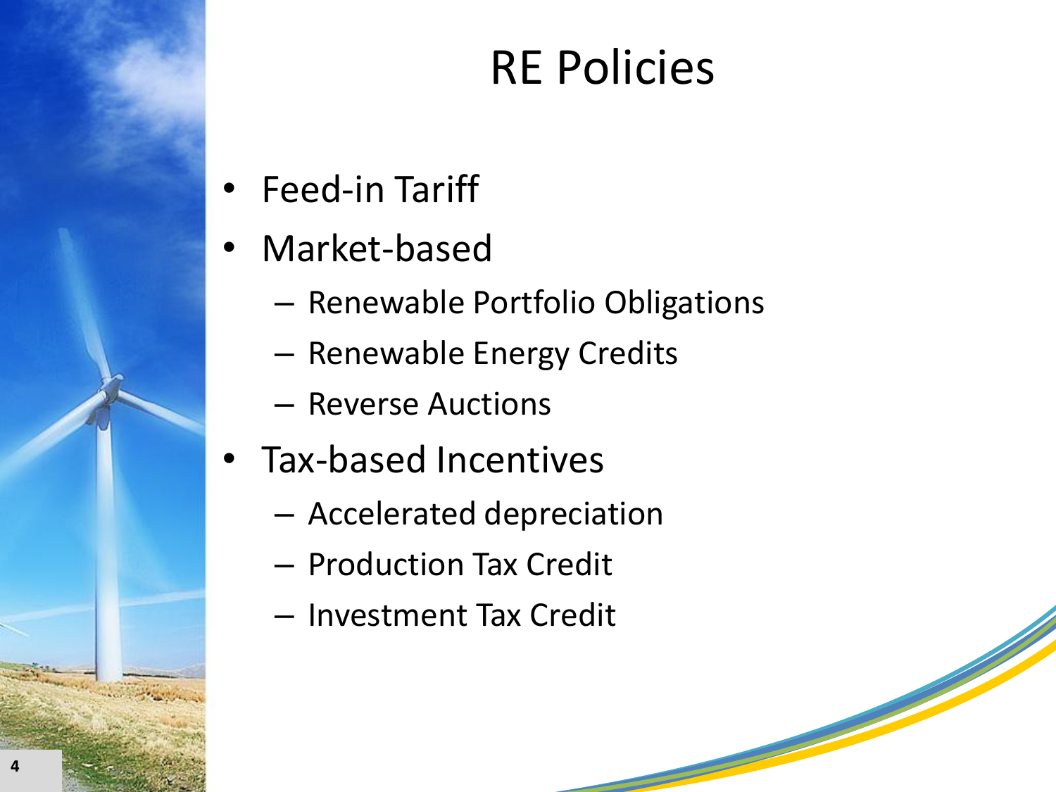# RE Policies

- Feed-in Tariff
- Market-based
  - Renewable Portfolio Obligations
  - Renewable Energy Credits
  - Reverse Auctions
- Tax-based Incentives
  - Accelerated depreciation
  - Production Tax Credit
  - Investment Tax Credit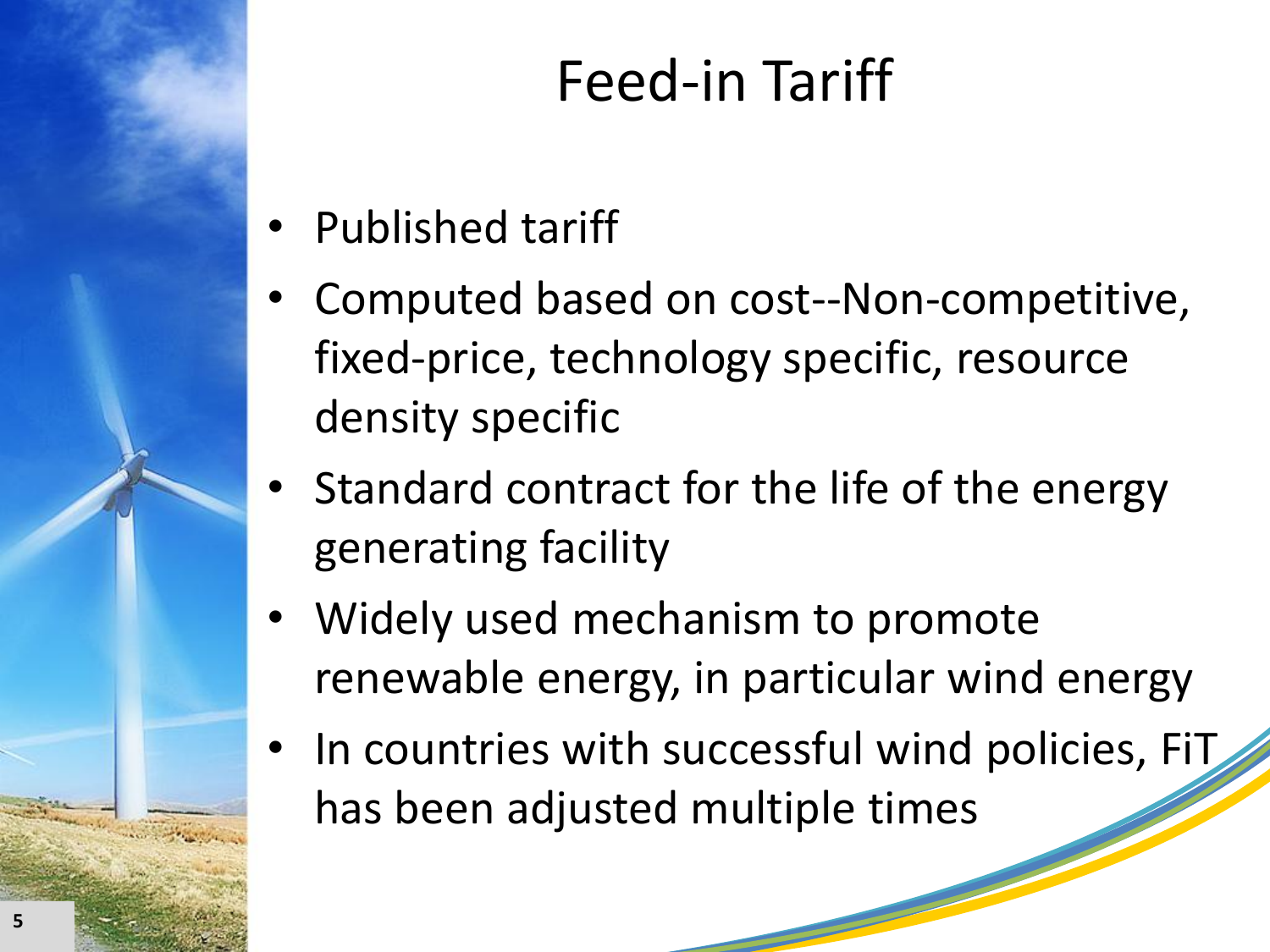# Feed-in Tariff

- Published tariff
- Computed based on cost--Non-competitive, fixed-price, technology specific, resource density specific
- Standard contract for the life of the energy generating facility
- Widely used mechanism to promote renewable energy, in particular wind energy
- In countries with successful wind policies, FiT has been adjusted multiple times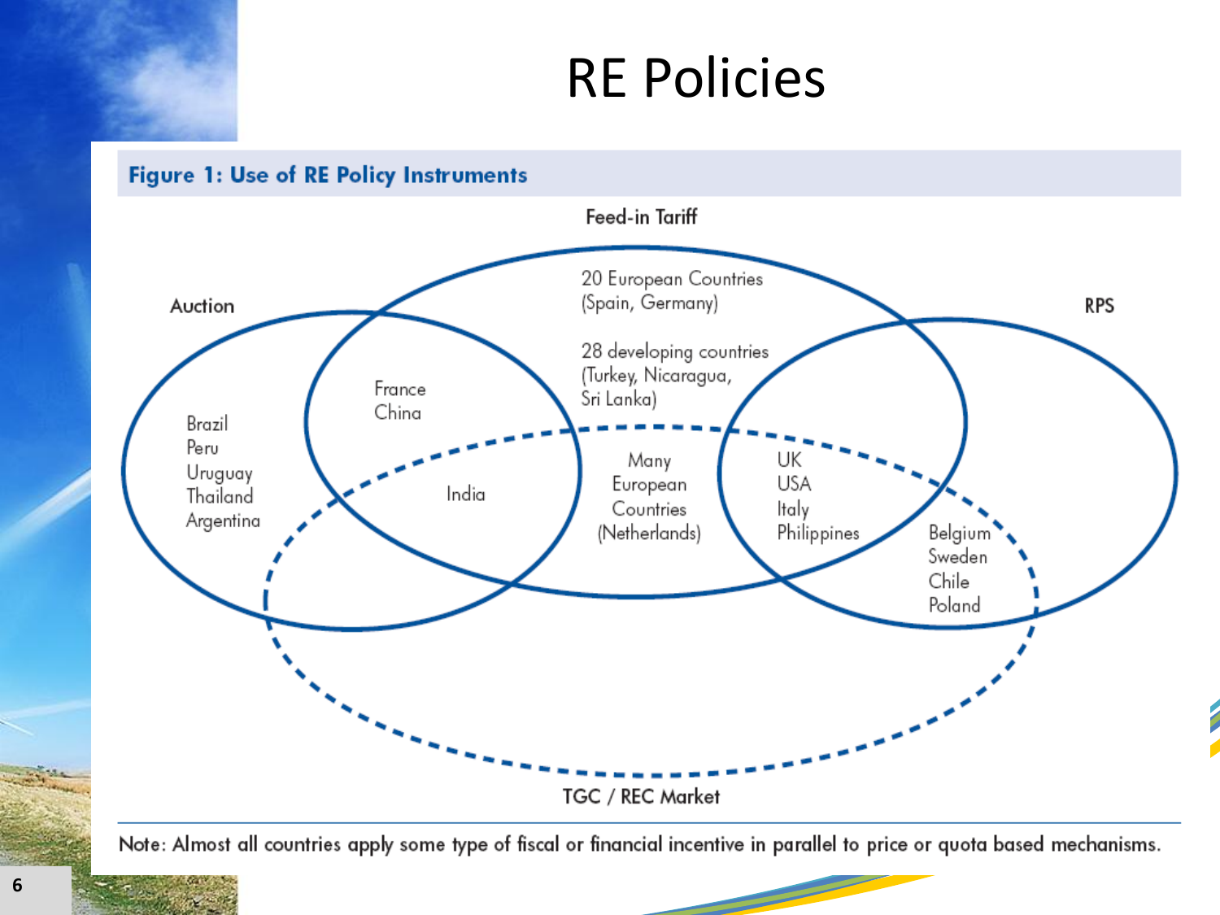# RE Policies

**Figure 1: Use of RE Policy Instruments**

Feed-in Tariff

Auction

RPS

TGC / REC Market

20 European Countries (Spain, Germany)

28 developing countries (Turkey, Nicaragua, Sri Lanka)

Brazil
Peru
Uruguay
Thailand
Argentina

France
China

India

Many European Countries (Netherlands)

UK
USA
Italy
Philippines

Belgium
Sweden
Chile
Poland

Note: Almost all countries apply some type of fiscal or financial incentive in parallel to price or quota based mechanisms.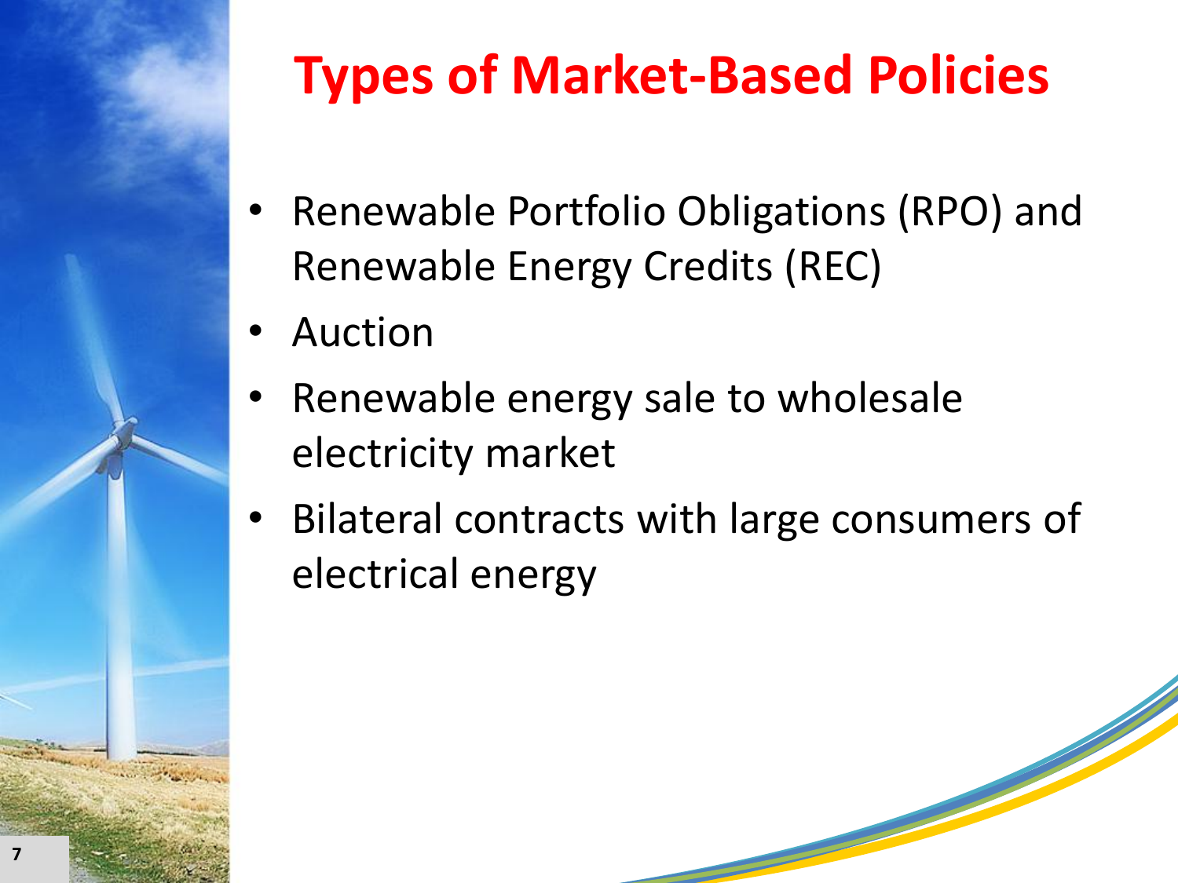# Types of Market-Based Policies

- Renewable Portfolio Obligations (RPO) and Renewable Energy Credits (REC)
- Auction
- Renewable energy sale to wholesale electricity market
- Bilateral contracts with large consumers of electrical energy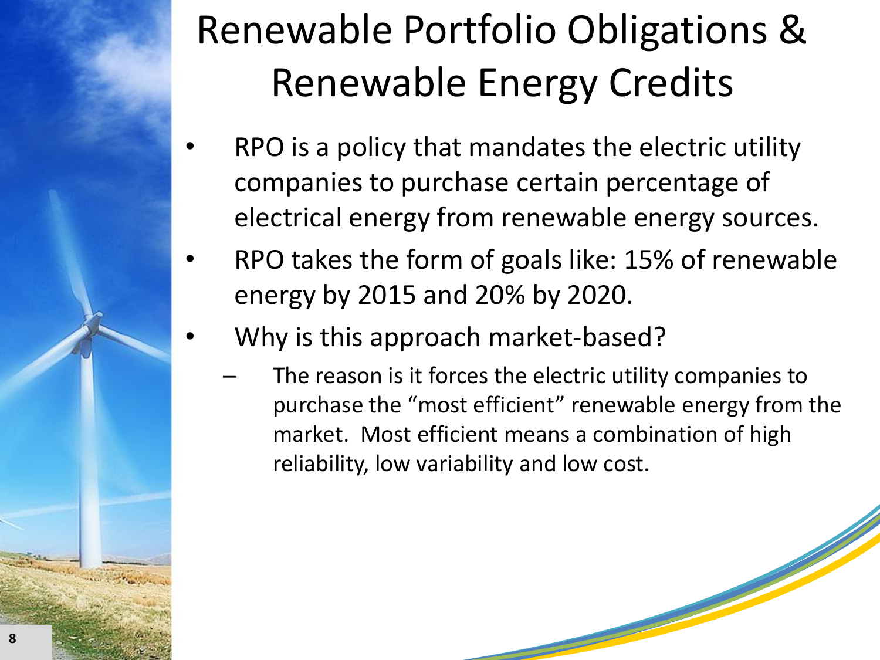# Renewable Portfolio Obligations & Renewable Energy Credits

- RPO is a policy that mandates the electric utility companies to purchase certain percentage of electrical energy from renewable energy sources.
- RPO takes the form of goals like: 15% of renewable energy by 2015 and 20% by 2020.
- Why is this approach market-based?
  - The reason is it forces the electric utility companies to purchase the "most efficient" renewable energy from the market. Most efficient means a combination of high reliability, low variability and low cost.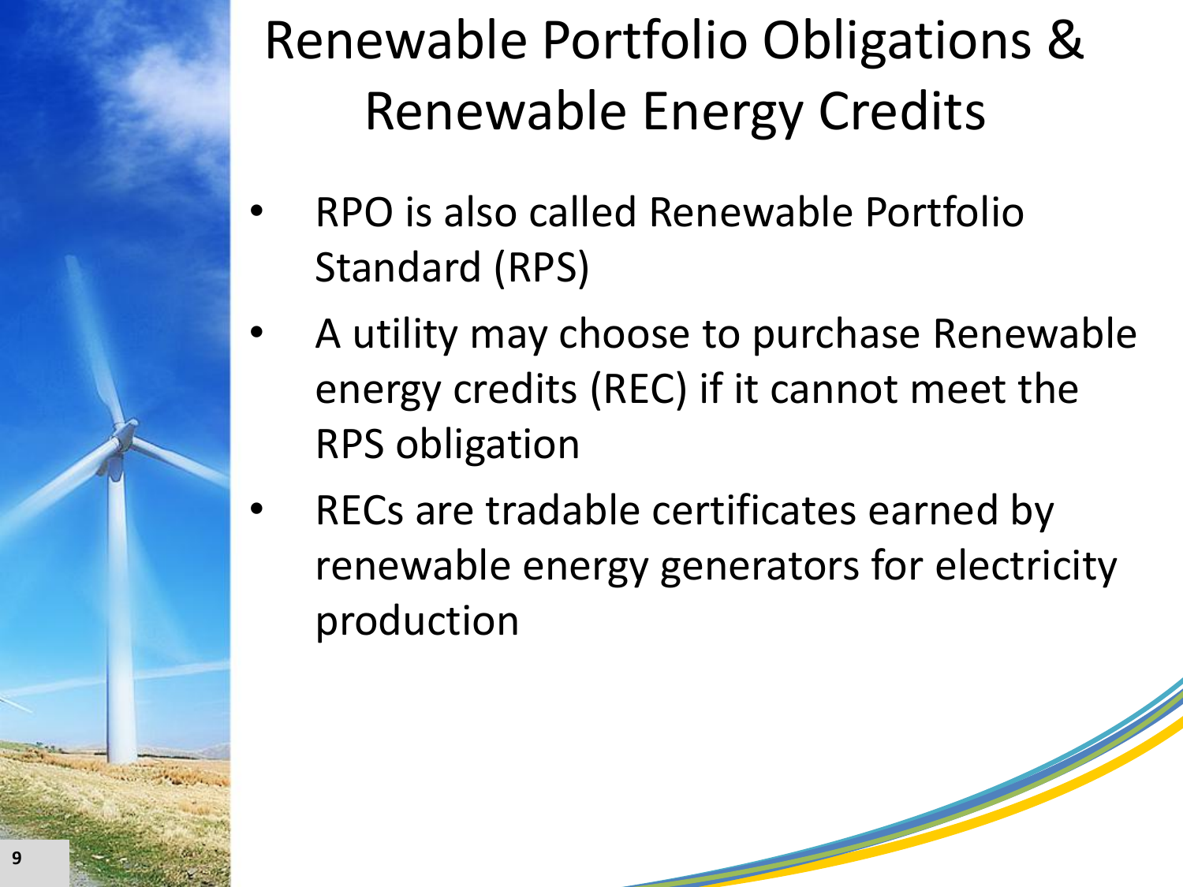# Renewable Portfolio Obligations & Renewable Energy Credits

- RPO is also called Renewable Portfolio Standard (RPS)
- A utility may choose to purchase Renewable energy credits (REC) if it cannot meet the RPS obligation
- RECs are tradable certificates earned by renewable energy generators for electricity production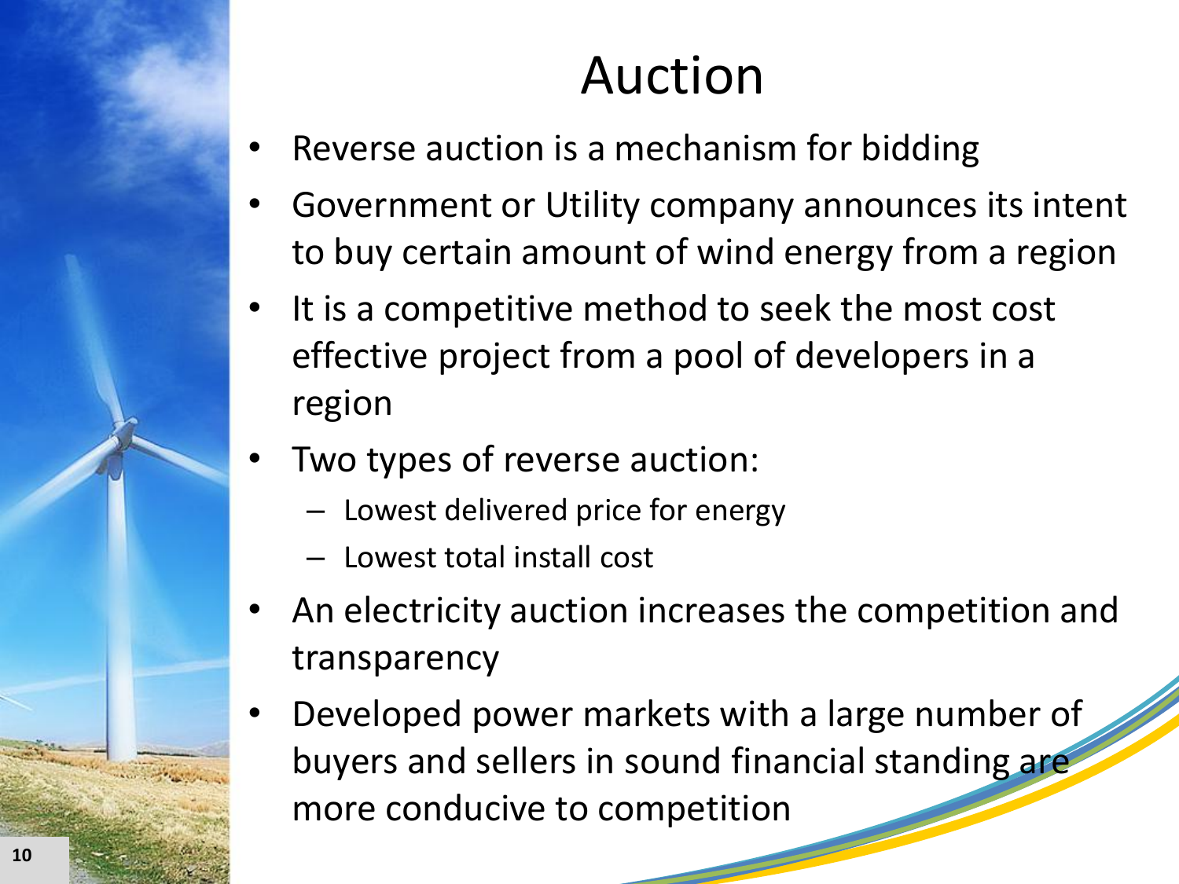# Auction

- Reverse auction is a mechanism for bidding
- Government or Utility company announces its intent to buy certain amount of wind energy from a region
- It is a competitive method to seek the most cost effective project from a pool of developers in a region
- Two types of reverse auction:
  - Lowest delivered price for energy
  - Lowest total install cost
- An electricity auction increases the competition and transparency
- Developed power markets with a large number of buyers and sellers in sound financial standing are more conducive to competition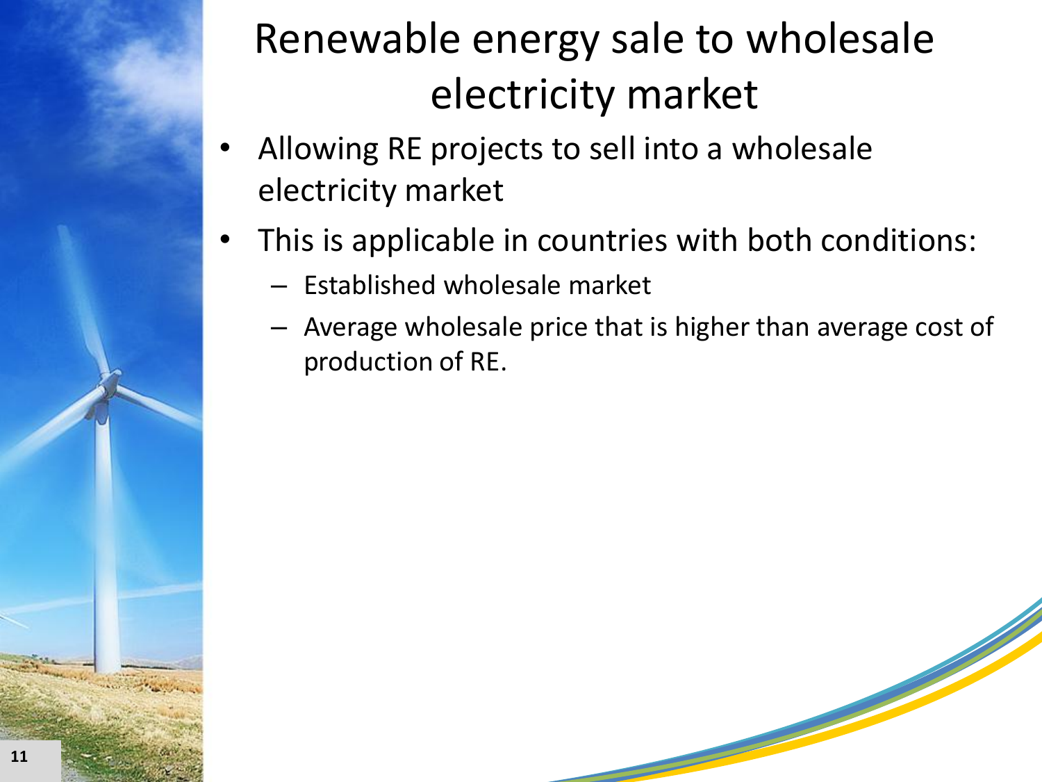# Renewable energy sale to wholesale electricity market

- Allowing RE projects to sell into a wholesale electricity market
- This is applicable in countries with both conditions:
  - Established wholesale market
  - Average wholesale price that is higher than average cost of production of RE.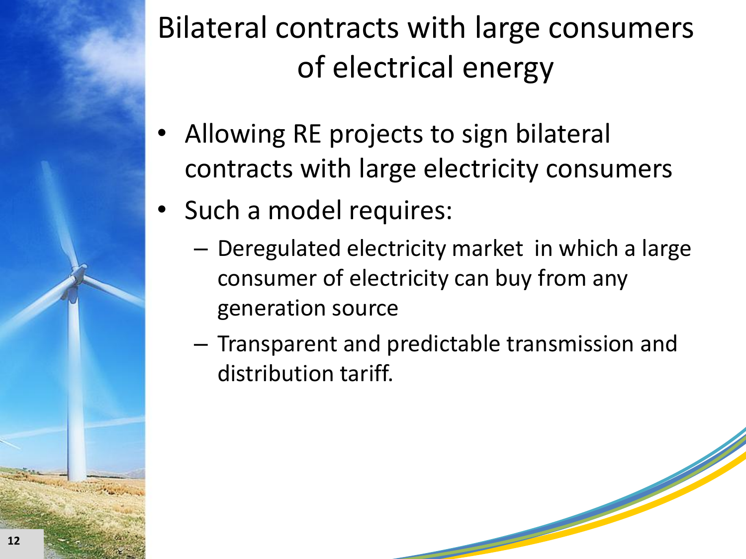# Bilateral contracts with large consumers of electrical energy

- Allowing RE projects to sign bilateral contracts with large electricity consumers
- Such a model requires:
  - Deregulated electricity market in which a large consumer of electricity can buy from any generation source
  - Transparent and predictable transmission and distribution tariff.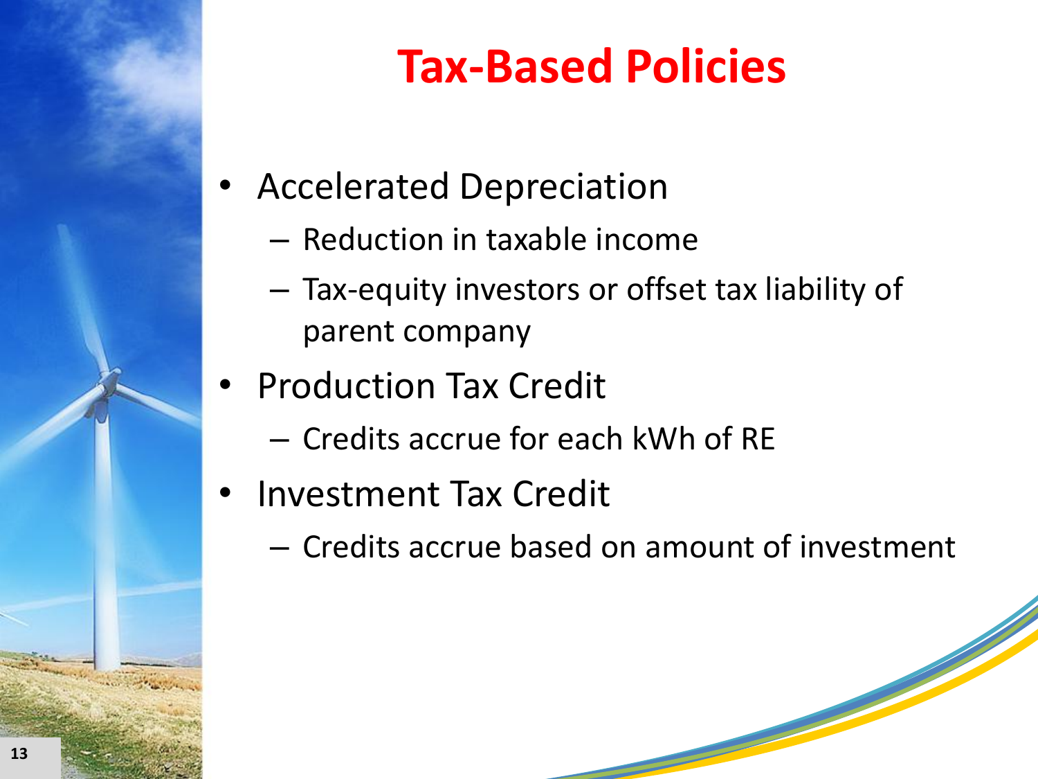# Tax-Based Policies

- Accelerated Depreciation
  - Reduction in taxable income
  - Tax-equity investors or offset tax liability of parent company
- Production Tax Credit
  - Credits accrue for each kWh of RE
- Investment Tax Credit
  - Credits accrue based on amount of investment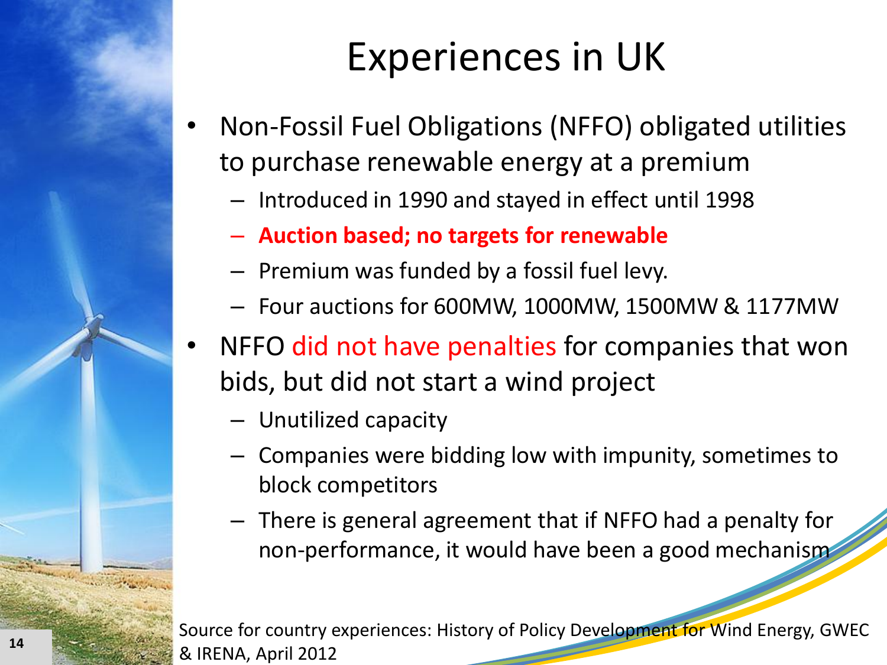# Experiences in UK

- Non-Fossil Fuel Obligations (NFFO) obligated utilities to purchase renewable energy at a premium
  - Introduced in 1990 and stayed in effect until 1998
  - **Auction based; no targets for renewable**
  - Premium was funded by a fossil fuel levy.
  - Four auctions for 600MW, 1000MW, 1500MW & 1177MW
- NFFO did not have penalties for companies that won bids, but did not start a wind project
  - Unutilized capacity
  - Companies were bidding low with impunity, sometimes to block competitors
  - There is general agreement that if NFFO had a penalty for non-performance, it would have been a good mechanism

Source for country experiences: History of Policy Development for Wind Energy, GWEC & IRENA, April 2012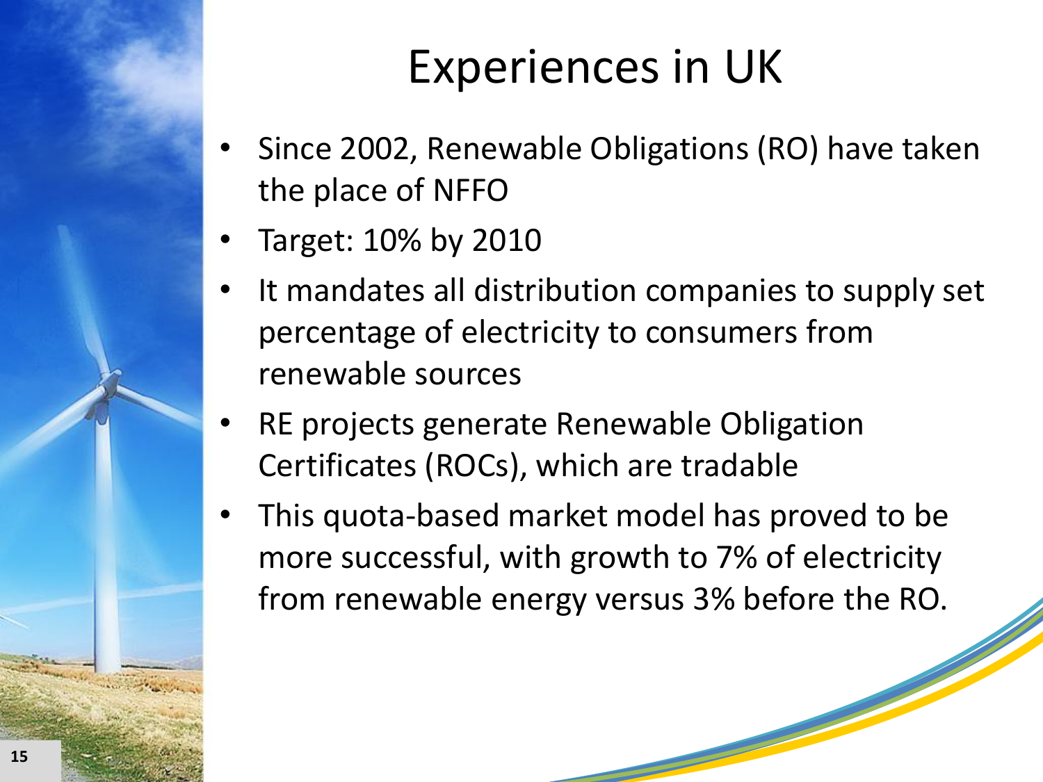# Experiences in UK

- Since 2002, Renewable Obligations (RO) have taken the place of NFFO
- Target: 10% by 2010
- It mandates all distribution companies to supply set percentage of electricity to consumers from renewable sources
- RE projects generate Renewable Obligation Certificates (ROCs), which are tradable
- This quota-based market model has proved to be more successful, with growth to 7% of electricity from renewable energy versus 3% before the RO.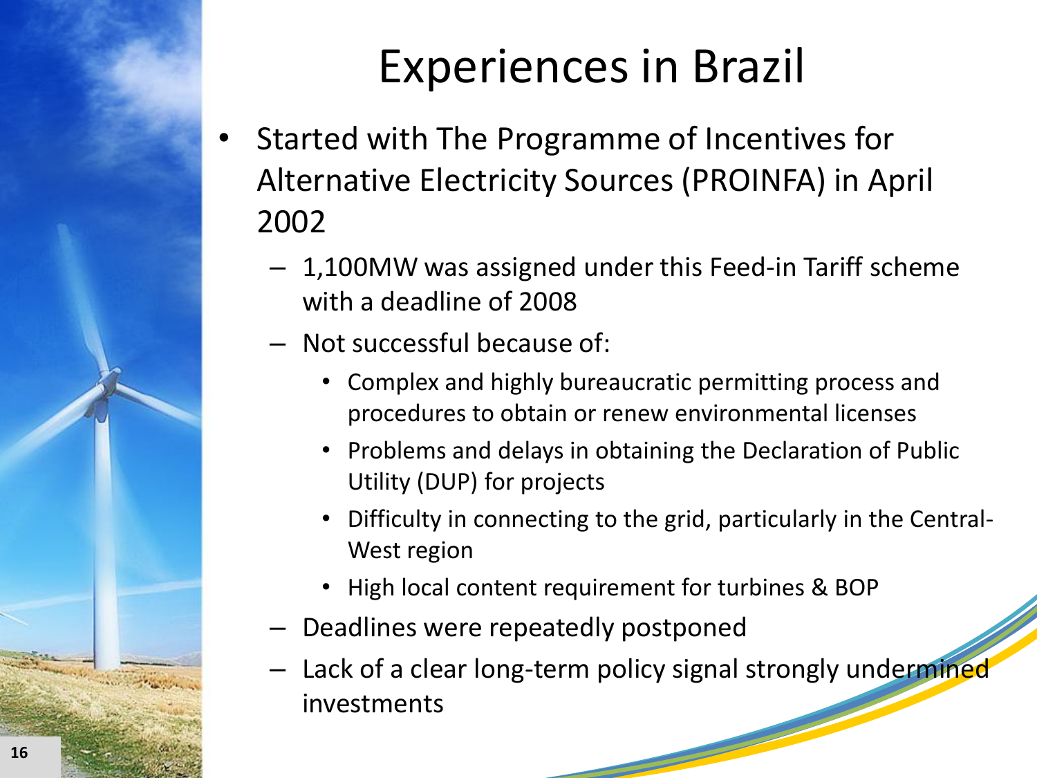# Experiences in Brazil

- Started with The Programme of Incentives for Alternative Electricity Sources (PROINFA) in April 2002
  - 1,100MW was assigned under this Feed-in Tariff scheme with a deadline of 2008
  - Not successful because of:
    - Complex and highly bureaucratic permitting process and procedures to obtain or renew environmental licenses
    - Problems and delays in obtaining the Declaration of Public Utility (DUP) for projects
    - Difficulty in connecting to the grid, particularly in the Central-West region
    - High local content requirement for turbines & BOP
  - Deadlines were repeatedly postponed
  - Lack of a clear long-term policy signal strongly undermined investments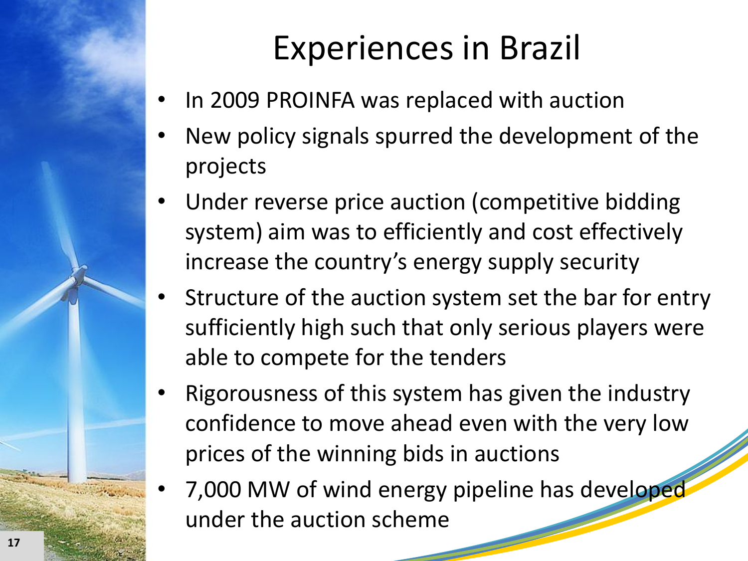# Experiences in Brazil

- In 2009 PROINFA was replaced with auction
- New policy signals spurred the development of the projects
- Under reverse price auction (competitive bidding system) aim was to efficiently and cost effectively increase the country's energy supply security
- Structure of the auction system set the bar for entry sufficiently high such that only serious players were able to compete for the tenders
- Rigorousness of this system has given the industry confidence to move ahead even with the very low prices of the winning bids in auctions
- 7,000 MW of wind energy pipeline has developed under the auction scheme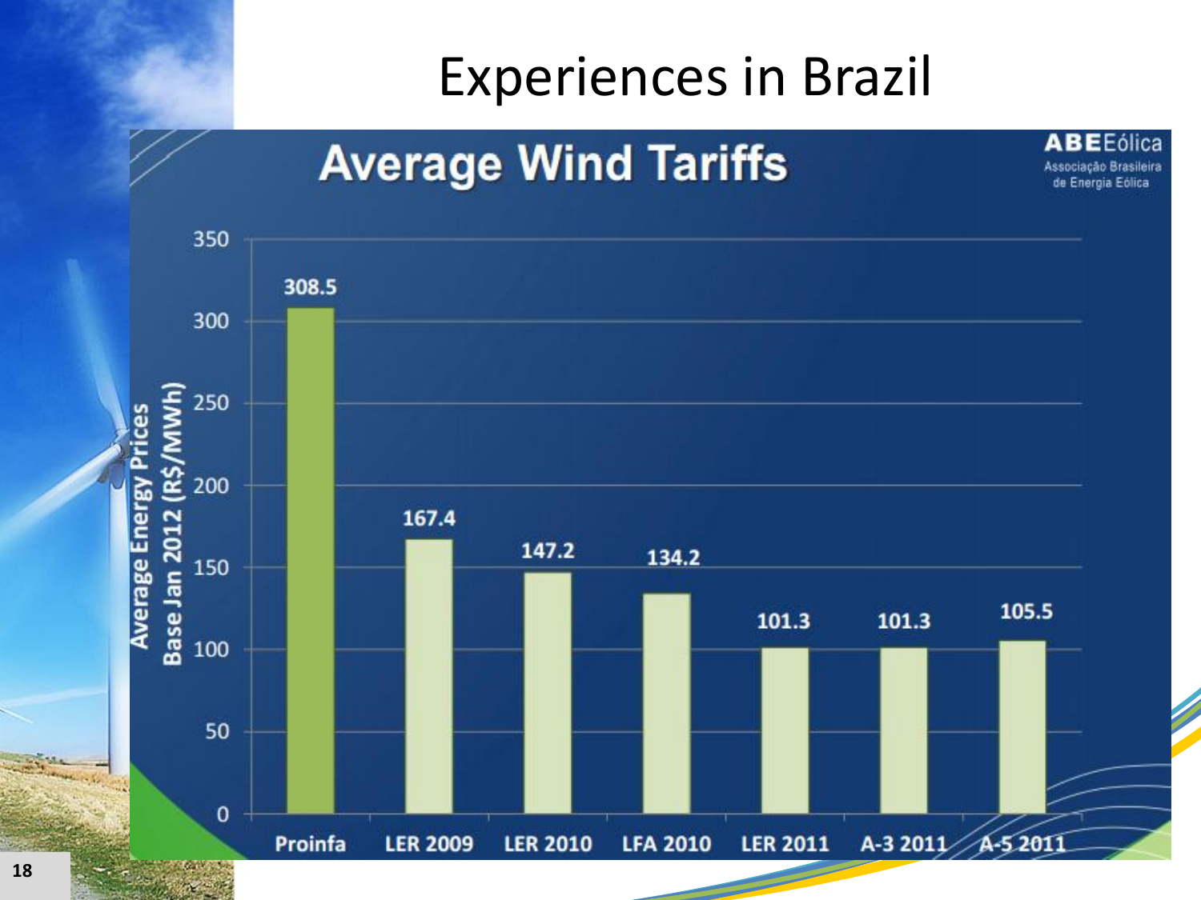# Experiences in Brazil

## Average Wind Tariffs

ABEEólica — Associação Brasileira de Energia Eólica

| | Average Energy Prices Base Jan 2012 (R$/MWh) |
| --- | --- |
| Proinfa | 308.5 |
| LER 2009 | 167.4 |
| LER 2010 | 147.2 |
| LFA 2010 | 134.2 |
| LER 2011 | 101.3 |
| A-3 2011 | 101.3 |
| A-5 2011 | 105.5 |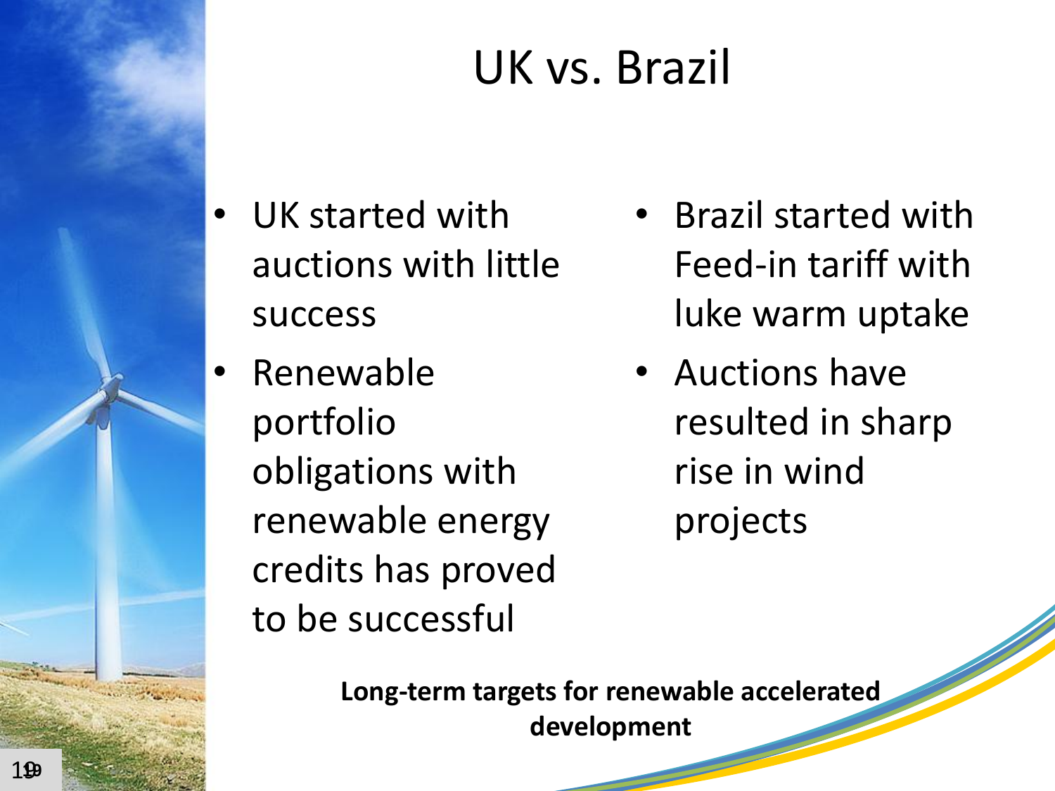# UK vs. Brazil

- UK started with auctions with little success
- Renewable portfolio obligations with renewable energy credits has proved to be successful

- Brazil started with Feed-in tariff with luke warm uptake
- Auctions have resulted in sharp rise in wind projects

**Long-term targets for renewable accelerated development**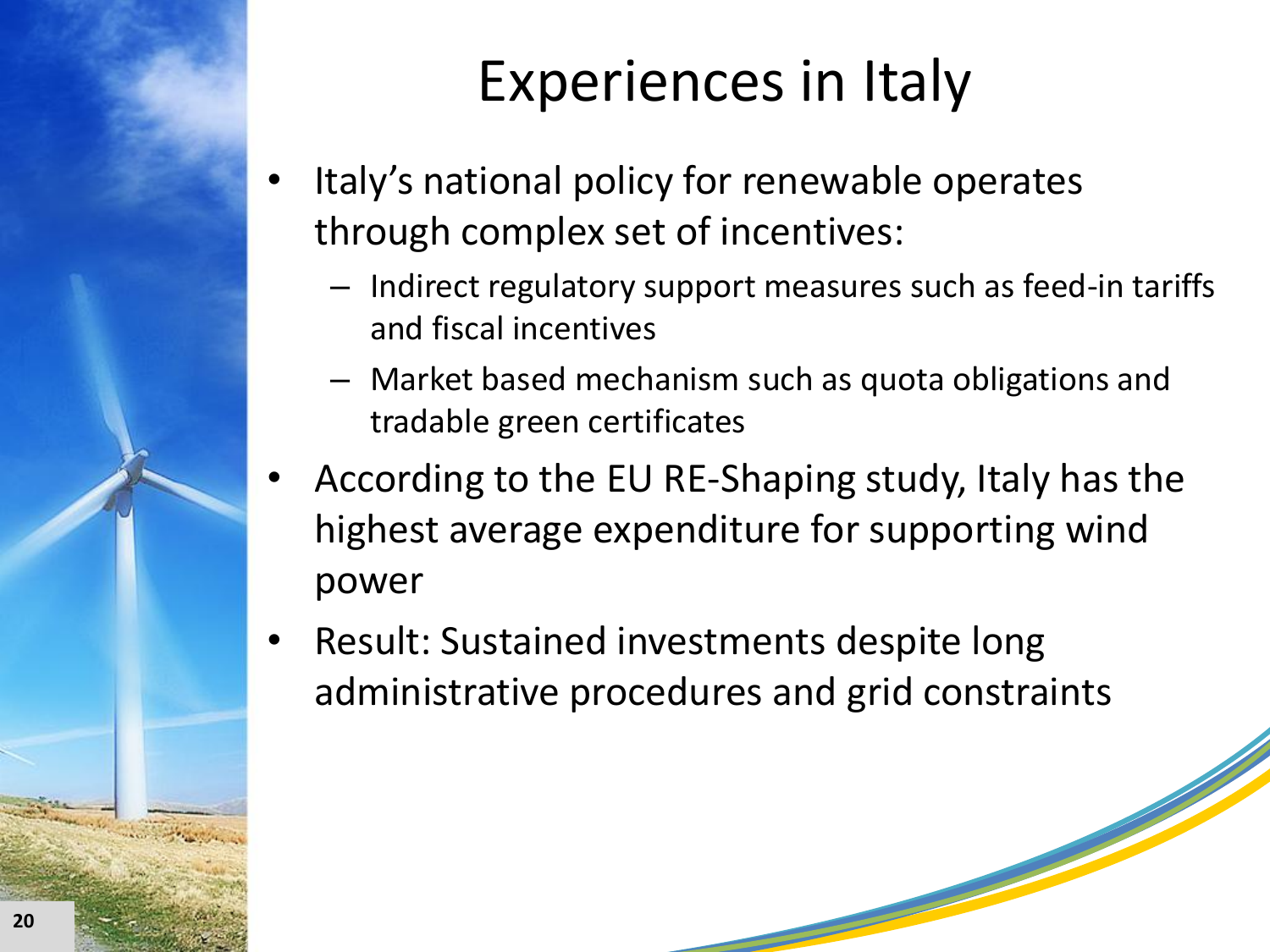# Experiences in Italy

- Italy's national policy for renewable operates through complex set of incentives:
  - Indirect regulatory support measures such as feed-in tariffs and fiscal incentives
  - Market based mechanism such as quota obligations and tradable green certificates
- According to the EU RE-Shaping study, Italy has the highest average expenditure for supporting wind power
- Result: Sustained investments despite long administrative procedures and grid constraints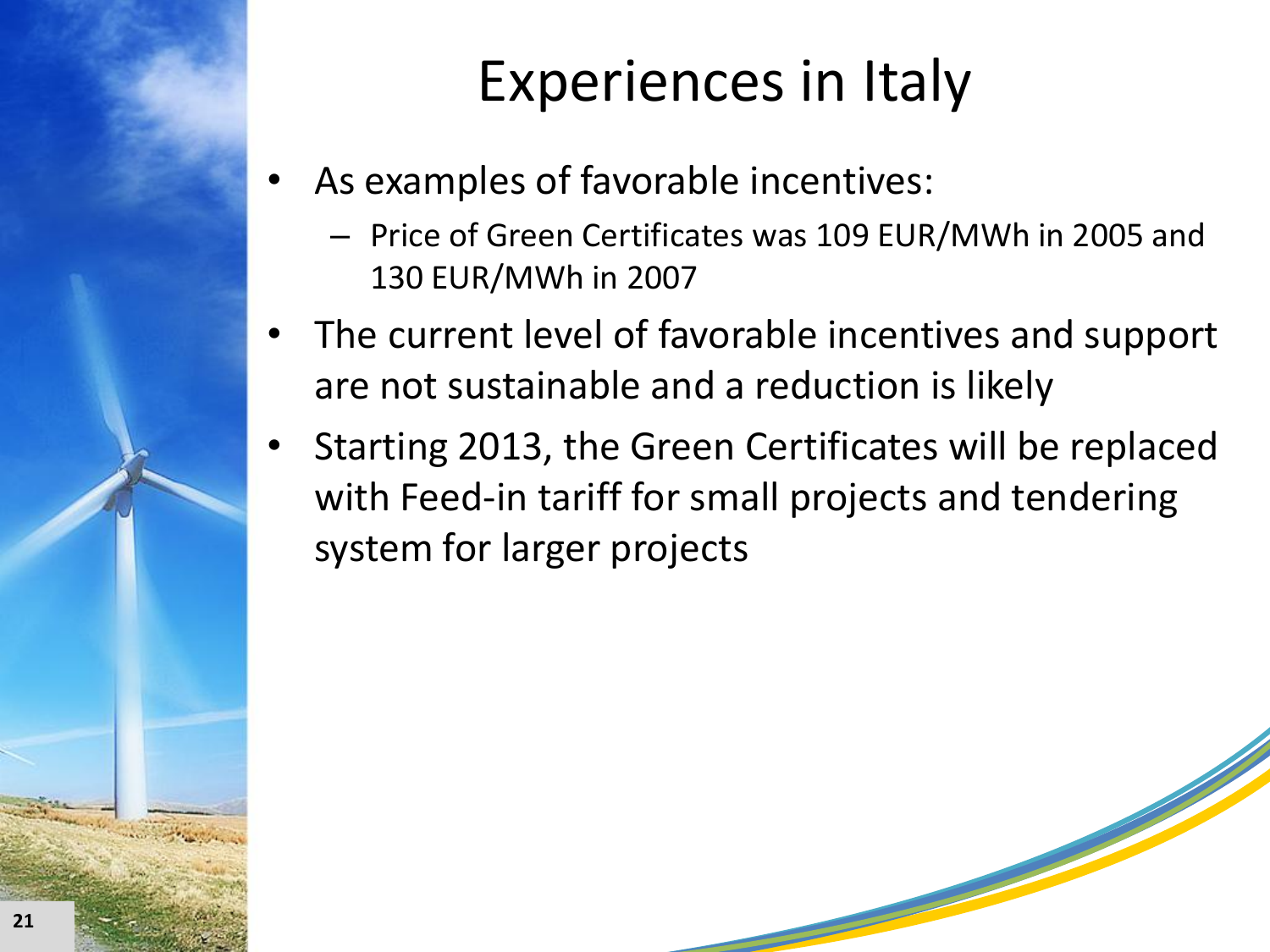# Experiences in Italy

- As examples of favorable incentives:
  - Price of Green Certificates was 109 EUR/MWh in 2005 and 130 EUR/MWh in 2007
- The current level of favorable incentives and support are not sustainable and a reduction is likely
- Starting 2013, the Green Certificates will be replaced with Feed-in tariff for small projects and tendering system for larger projects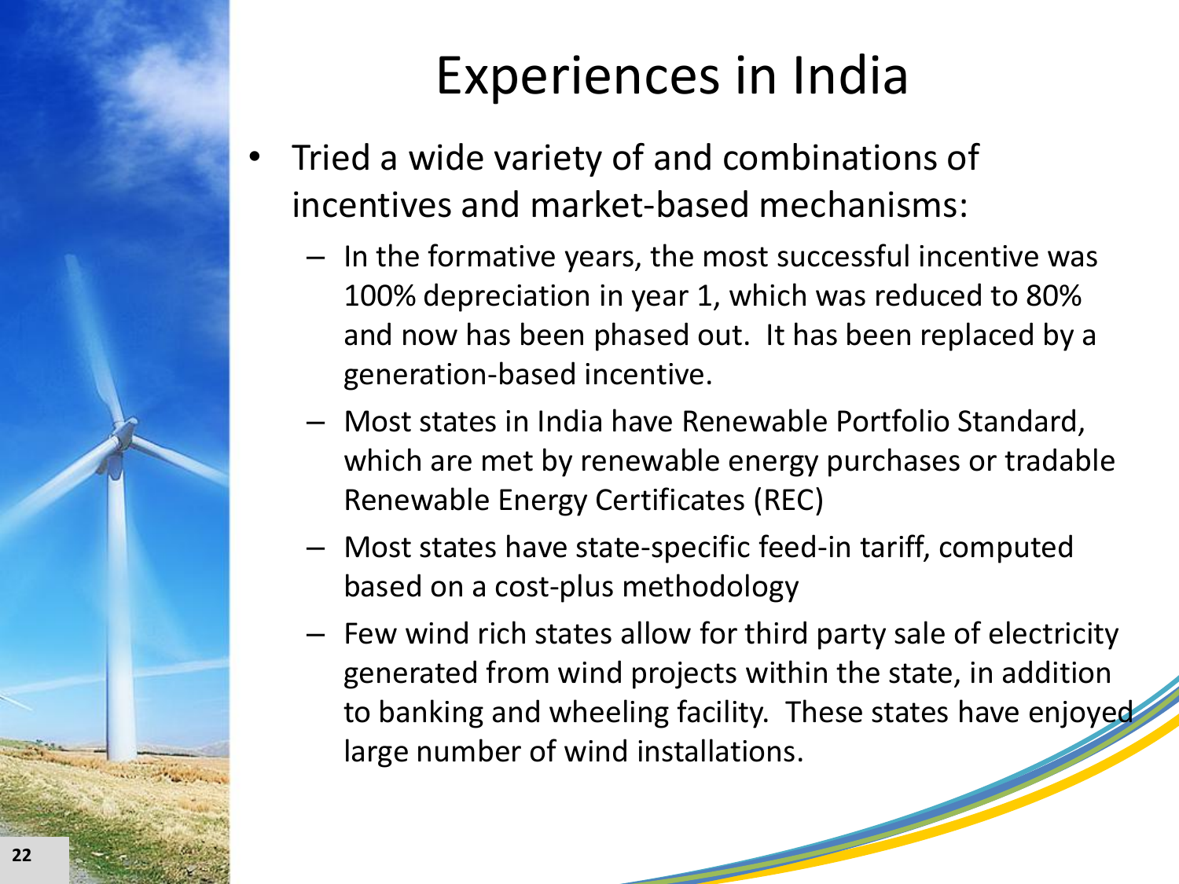# Experiences in India

- Tried a wide variety of and combinations of incentives and market-based mechanisms:
  - In the formative years, the most successful incentive was 100% depreciation in year 1, which was reduced to 80% and now has been phased out. It has been replaced by a generation-based incentive.
  - Most states in India have Renewable Portfolio Standard, which are met by renewable energy purchases or tradable Renewable Energy Certificates (REC)
  - Most states have state-specific feed-in tariff, computed based on a cost-plus methodology
  - Few wind rich states allow for third party sale of electricity generated from wind projects within the state, in addition to banking and wheeling facility. These states have enjoyed large number of wind installations.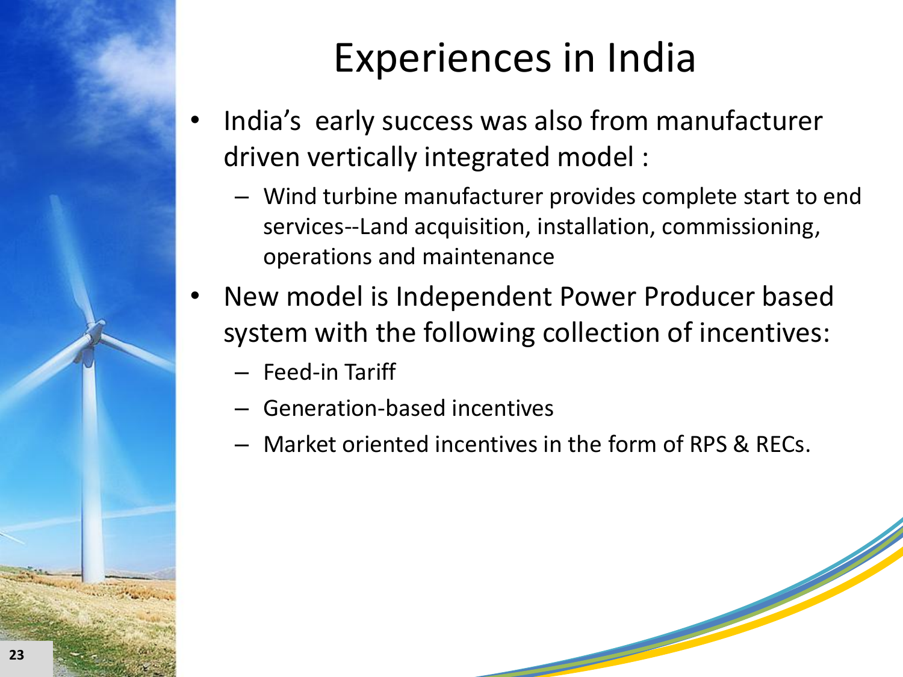# Experiences in India

- India's  early success was also from manufacturer driven vertically integrated model :
  - Wind turbine manufacturer provides complete start to end services--Land acquisition, installation, commissioning, operations and maintenance
- New model is Independent Power Producer based system with the following collection of incentives:
  - Feed-in Tariff
  - Generation-based incentives
  - Market oriented incentives in the form of RPS & RECs.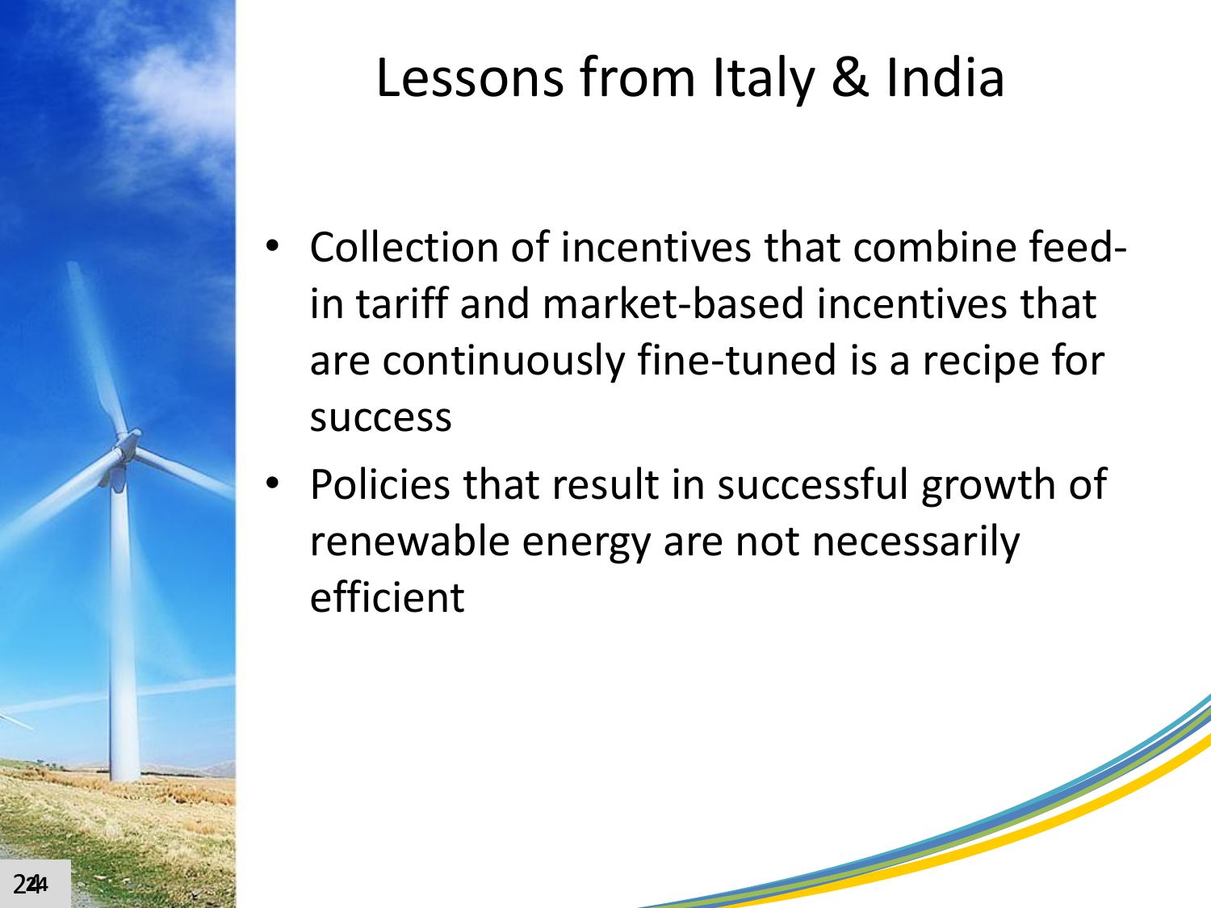# Lessons from Italy & India

- Collection of incentives that combine feed-in tariff and market-based incentives that are continuously fine-tuned is a recipe for success
- Policies that result in successful growth of renewable energy are not necessarily efficient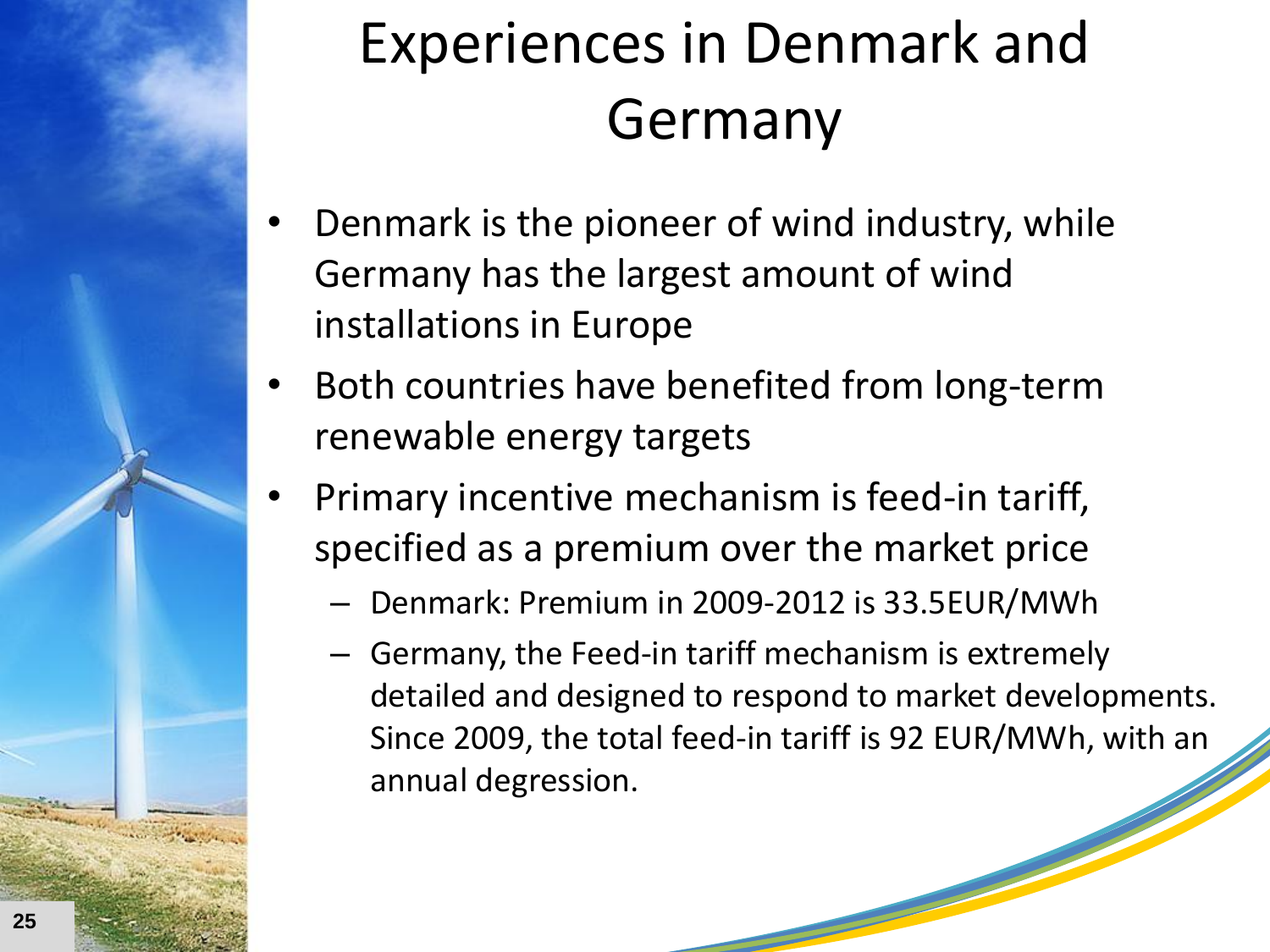# Experiences in Denmark and Germany

- Denmark is the pioneer of wind industry, while Germany has the largest amount of wind installations in Europe
- Both countries have benefited from long-term renewable energy targets
- Primary incentive mechanism is feed-in tariff, specified as a premium over the market price
  - Denmark: Premium in 2009-2012 is 33.5EUR/MWh
  - Germany, the Feed-in tariff mechanism is extremely detailed and designed to respond to market developments. Since 2009, the total feed-in tariff is 92 EUR/MWh, with an annual degression.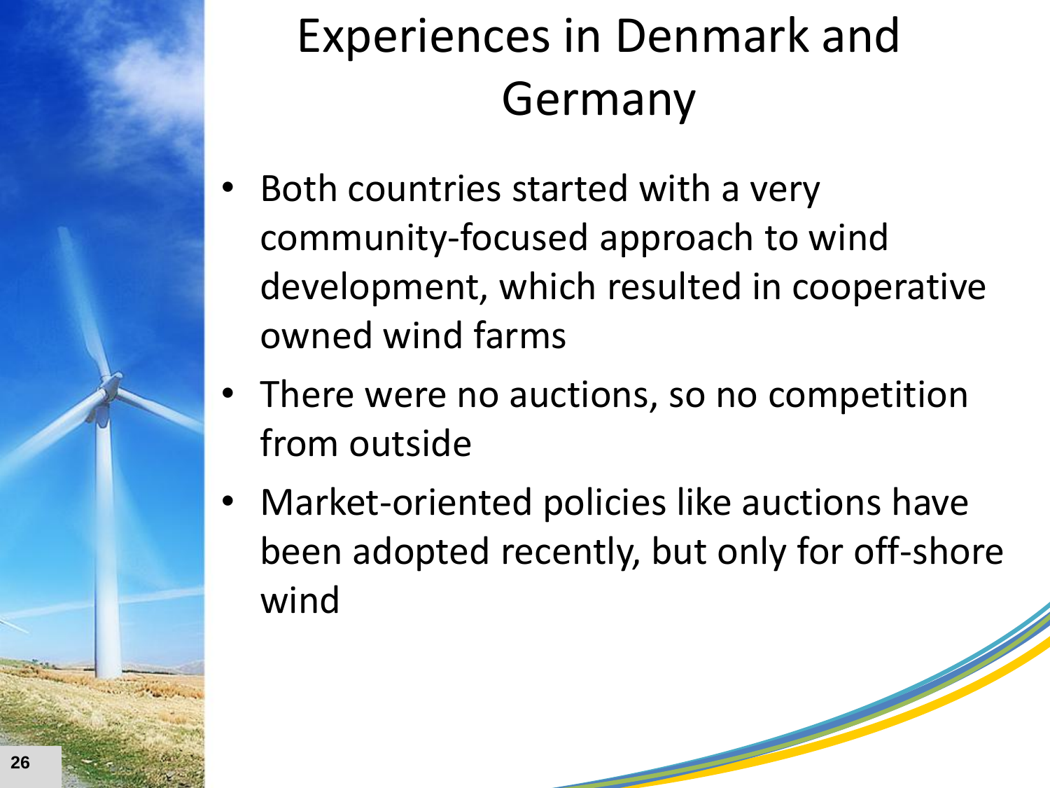# Experiences in Denmark and Germany

- Both countries started with a very community-focused approach to wind development, which resulted in cooperative owned wind farms
- There were no auctions, so no competition from outside
- Market-oriented policies like auctions have been adopted recently, but only for off-shore wind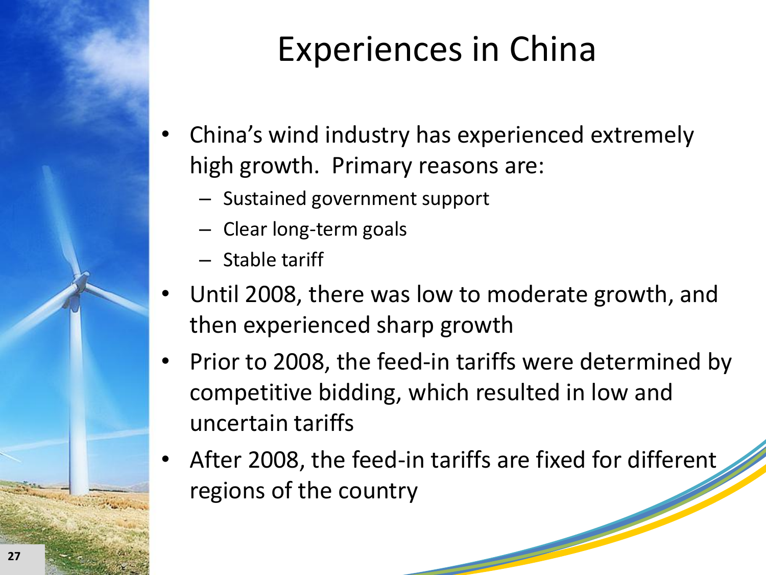# Experiences in China

- China's wind industry has experienced extremely high growth. Primary reasons are:
  - Sustained government support
  - Clear long-term goals
  - Stable tariff
- Until 2008, there was low to moderate growth, and then experienced sharp growth
- Prior to 2008, the feed-in tariffs were determined by competitive bidding, which resulted in low and uncertain tariffs
- After 2008, the feed-in tariffs are fixed for different regions of the country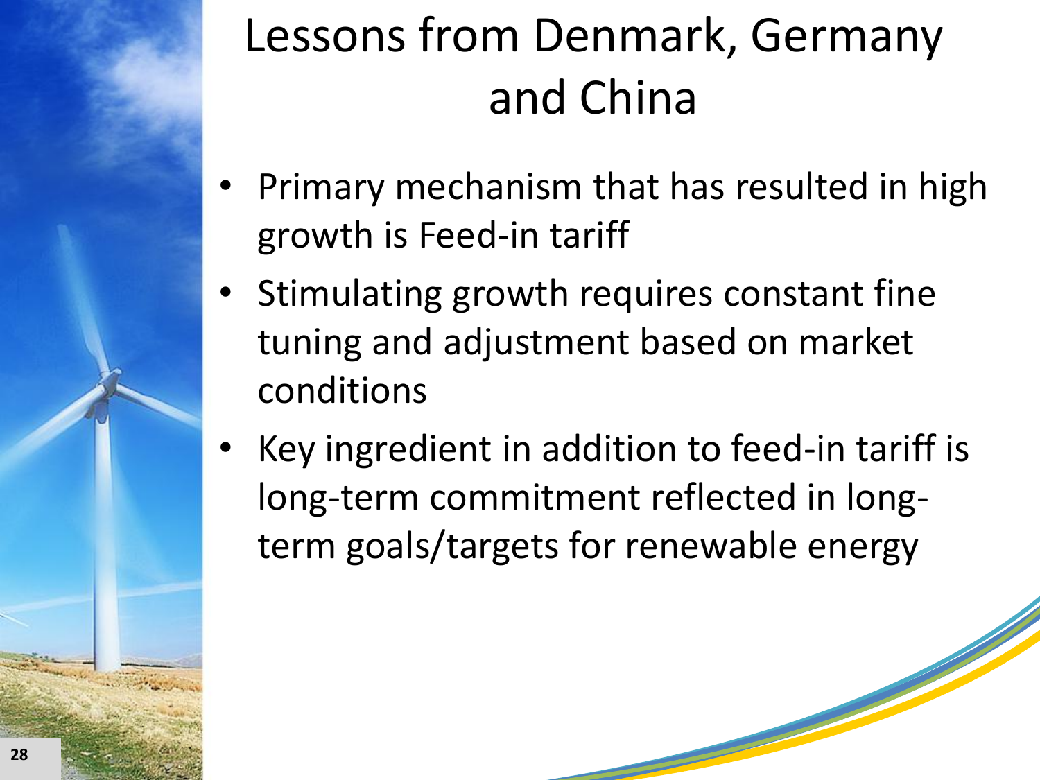# Lessons from Denmark, Germany and China

- Primary mechanism that has resulted in high growth is Feed-in tariff
- Stimulating growth requires constant fine tuning and adjustment based on market conditions
- Key ingredient in addition to feed-in tariff is long-term commitment reflected in long-term goals/targets for renewable energy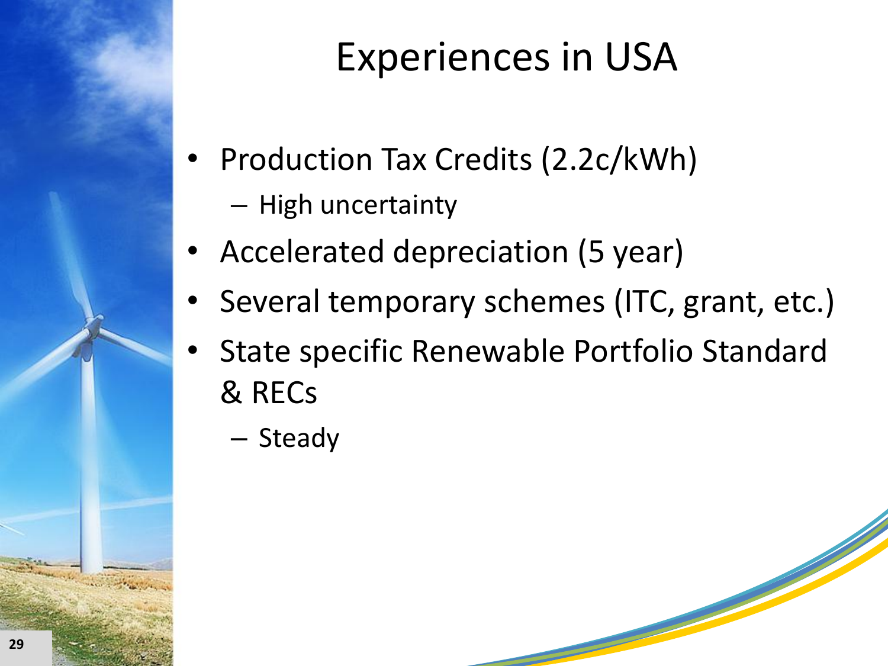# Experiences in USA

- Production Tax Credits (2.2c/kWh)
  - High uncertainty
- Accelerated depreciation (5 year)
- Several temporary schemes (ITC, grant, etc.)
- State specific Renewable Portfolio Standard & RECs
  - Steady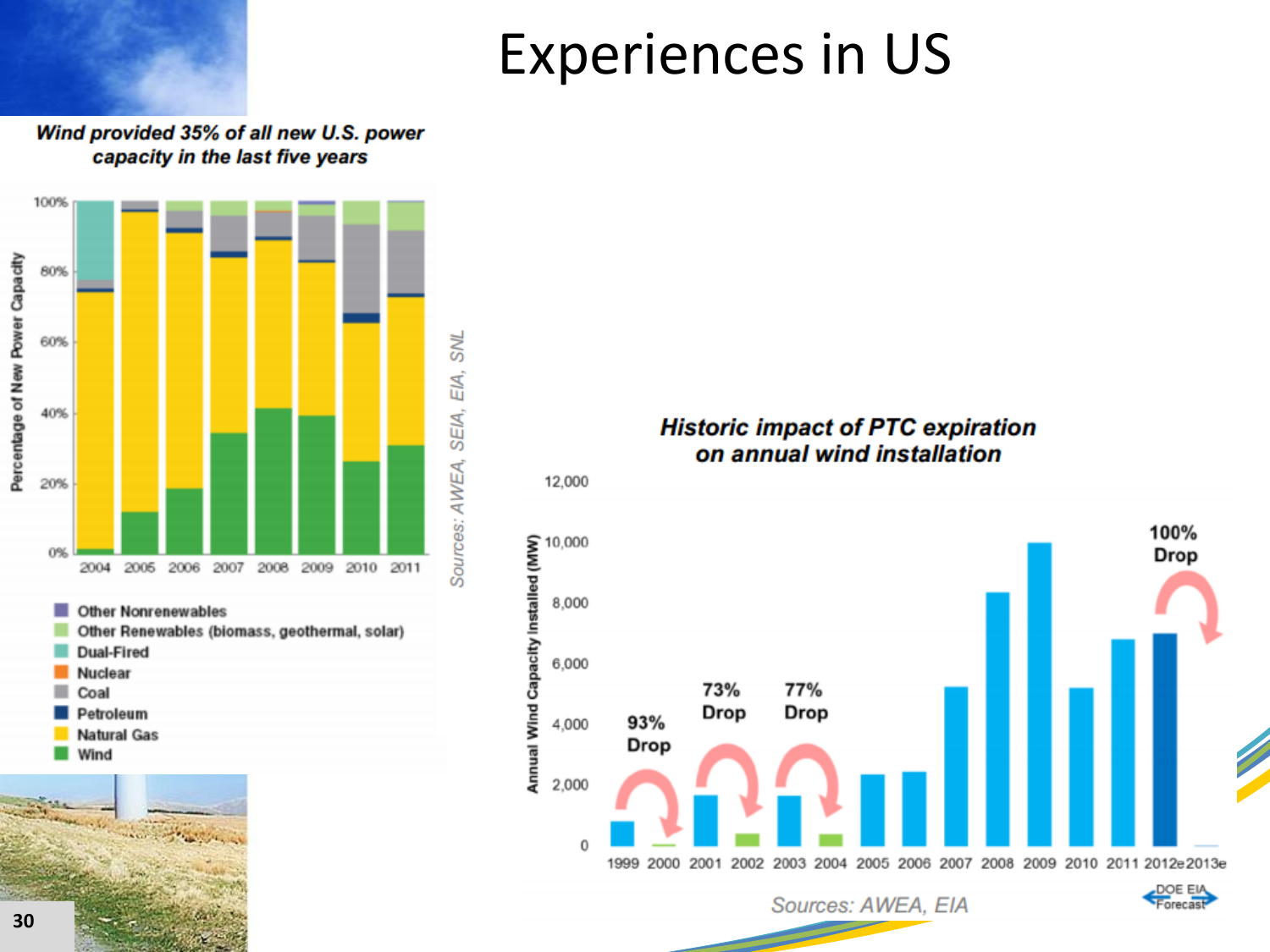# Experiences in US

***Wind provided 35% of all new U.S. power capacity in the last five years***

Percentage of New Power Capacity

2004 2005 2006 2007 2008 2009 2010 2011

- Other Nonrenewables
- Other Renewables (biomass, geothermal, solar)
- Dual-Fired
- Nuclear
- Coal
- Petroleum
- Natural Gas
- Wind

*Sources: AWEA, SEIA, EIA, SNL*

***Historic impact of PTC expiration on annual wind installation***

Annual Wind Capacity Installed (MW)

93% Drop — 73% Drop — 77% Drop — 100% Drop

1999 2000 2001 2002 2003 2004 2005 2006 2007 2008 2009 2010 2011 2012e 2013e

DOE EIA Forecast

*Sources: AWEA, EIA*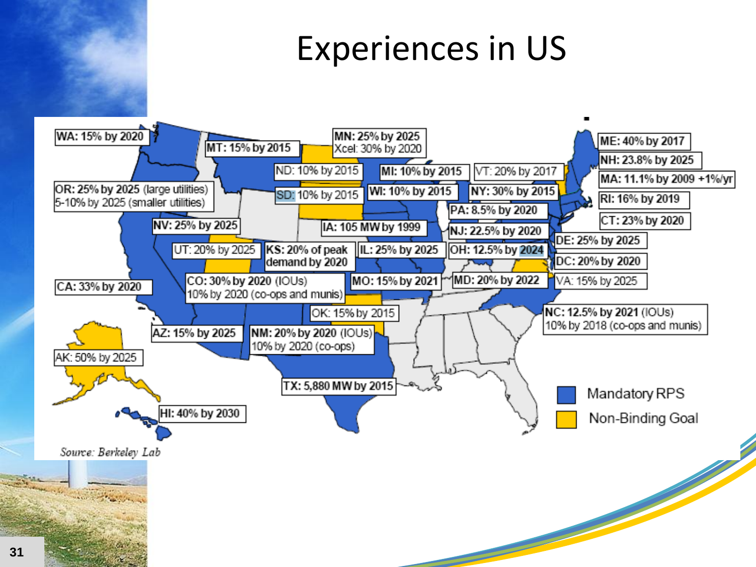# Experiences in US

WA: 15% by 2020

MT: 15% by 2015

MN: 25% by 2025
Xcel: 30% by 2020

ND: 10% by 2015

MI: 10% by 2015

VT: 20% by 2017

ME: 40% by 2017

NH: 23.8% by 2025

MA: 11.1% by 2009 +1%/yr

OR: 25% by 2025 (large utilities)
5-10% by 2025 (smaller utilities)

SD: 10% by 2015

WI: 10% by 2015

NY: 30% by 2015

RI: 16% by 2019

PA: 8.5% by 2020

CT: 23% by 2020

NV: 25% by 2025

IA: 105 MW by 1999

NJ: 22.5% by 2020

DE: 25% by 2025

UT: 20% by 2025

KS: 20% of peak demand by 2020

IL: 25% by 2025

OH: 12.5% by 2024

DC: 20% by 2020

CA: 33% by 2020

CO: 30% by 2020 (IOUs)
10% by 2020 (co-ops and munis)

MO: 15% by 2021

MD: 20% by 2022

VA: 15% by 2025

OK: 15% by 2015

NC: 12.5% by 2021 (IOUs)
10% by 2018 (co-ops and munis)

AZ: 15% by 2025

NM: 20% by 2020 (IOUs)
10% by 2020 (co-ops)

AK: 50% by 2025

TX: 5,880 MW by 2015

HI: 40% by 2030

Mandatory RPS

Non-Binding Goal

*Source: Berkeley Lab*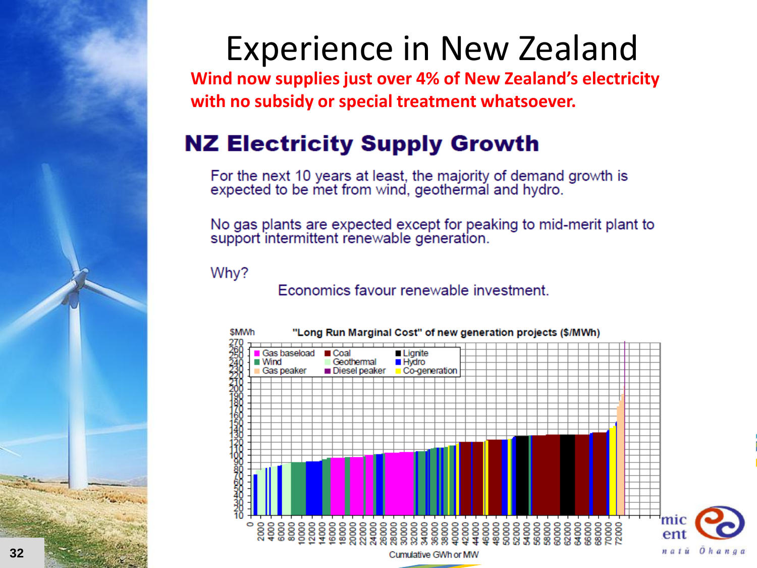# Experience in New Zealand

**Wind now supplies just over 4% of New Zealand's electricity with no subsidy or special treatment whatsoever.**

## NZ Electricity Supply Growth

For the next 10 years at least, the majority of demand growth is expected to be met from wind, geothermal and hydro.

No gas plants are expected except for peaking to mid-merit plant to support intermittent renewable generation.

Why?

Economics favour renewable investment.

"Long Run Marginal Cost" of new generation projects ($/MWh)

$MWh

Gas baseload, Wind, Gas peaker, Coal, Geothermal, Diesel peaker, Lignite, Hydro, Co-generation

Cumulative GWh or MW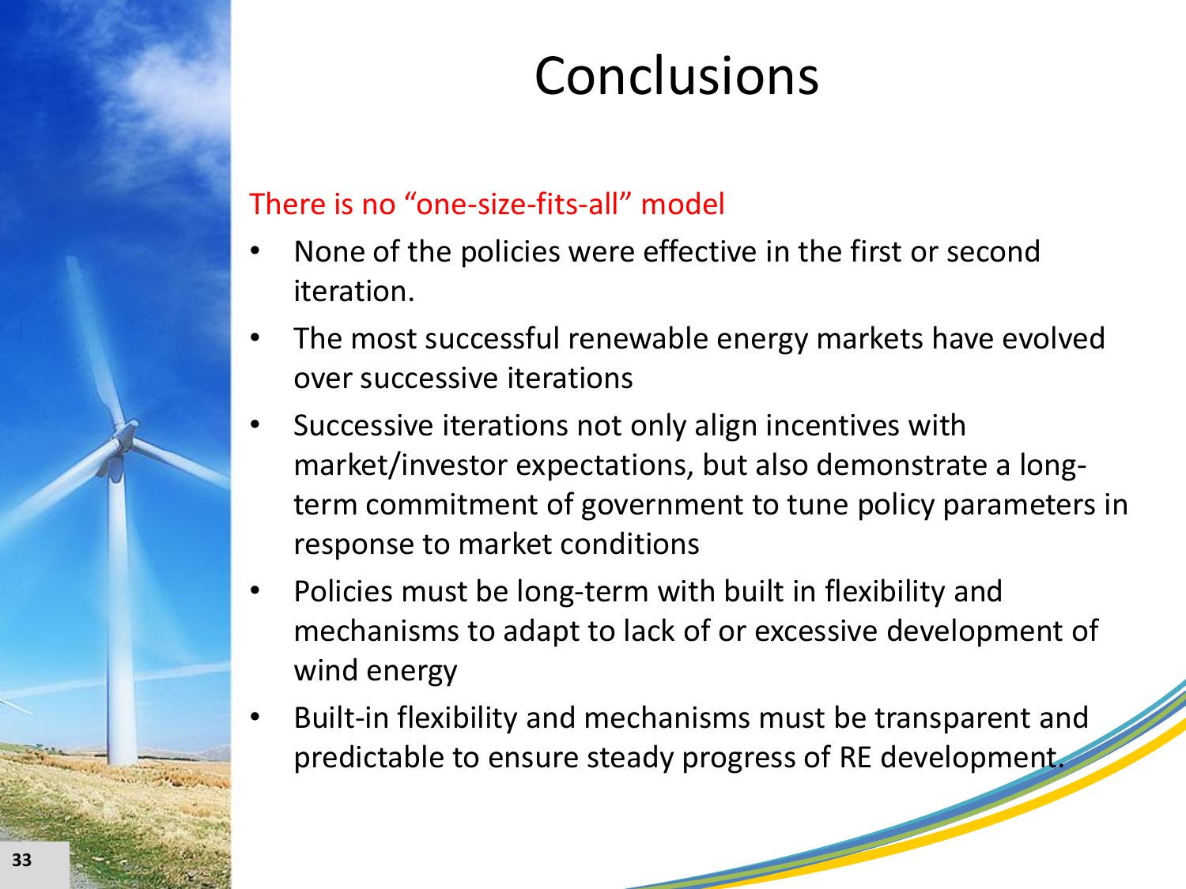# Conclusions

There is no "one-size-fits-all" model

- None of the policies were effective in the first or second iteration.
- The most successful renewable energy markets have evolved over successive iterations
- Successive iterations not only align incentives with market/investor expectations, but also demonstrate a long-term commitment of government to tune policy parameters in response to market conditions
- Policies must be long-term with built in flexibility and mechanisms to adapt to lack of or excessive development of wind energy
- Built-in flexibility and mechanisms must be transparent and predictable to ensure steady progress of RE development.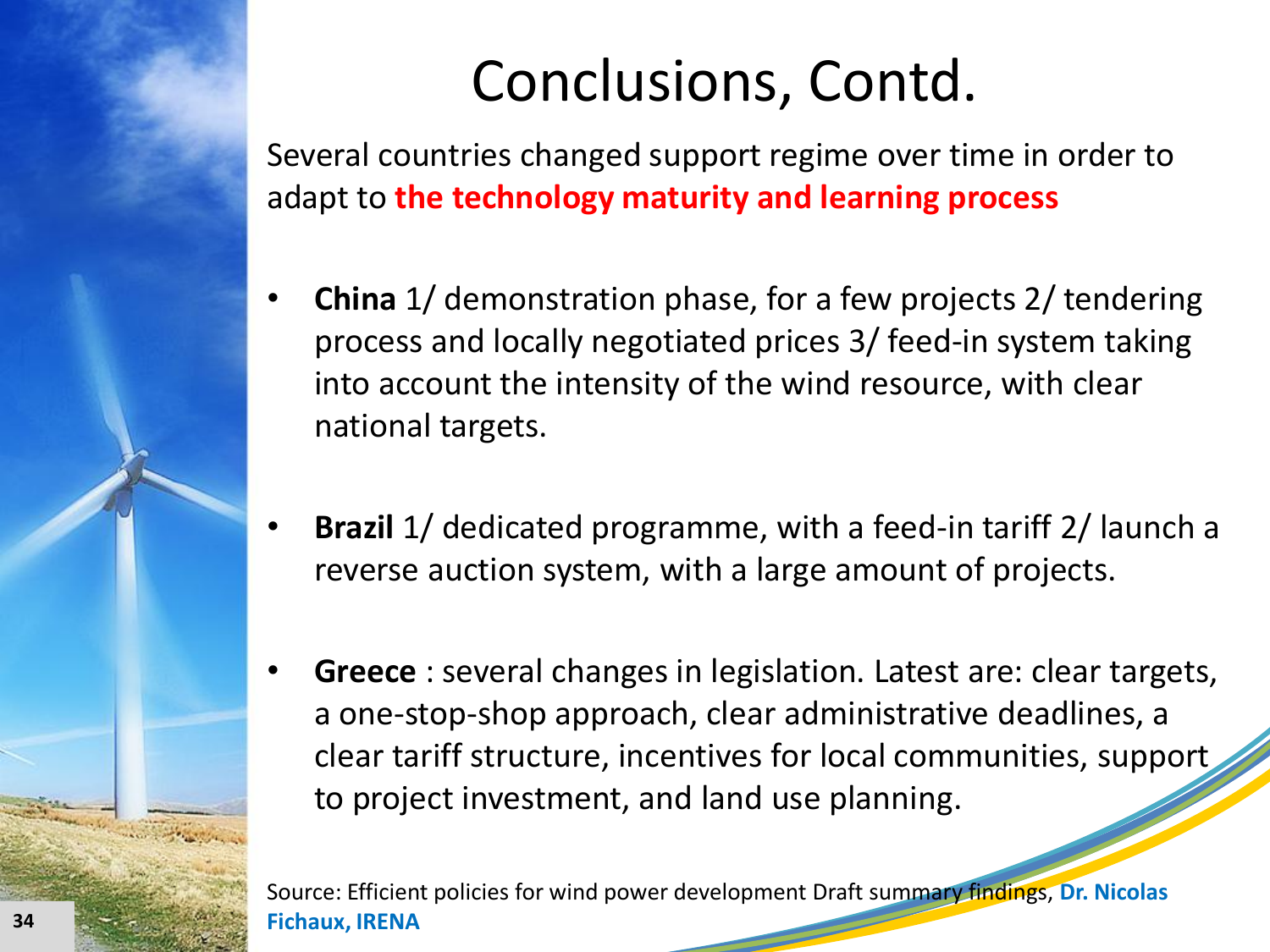# Conclusions, Contd.

Several countries changed support regime over time in order to adapt to **the technology maturity and learning process**

- **China** 1/ demonstration phase, for a few projects 2/ tendering process and locally negotiated prices 3/ feed-in system taking into account the intensity of the wind resource, with clear national targets.
- **Brazil** 1/ dedicated programme, with a feed-in tariff 2/ launch a reverse auction system, with a large amount of projects.
- **Greece** : several changes in legislation. Latest are: clear targets, a one-stop-shop approach, clear administrative deadlines, a clear tariff structure, incentives for local communities, support to project investment, and land use planning.

Source: Efficient policies for wind power development Draft summary findings, **Dr. Nicolas Fichaux, IRENA**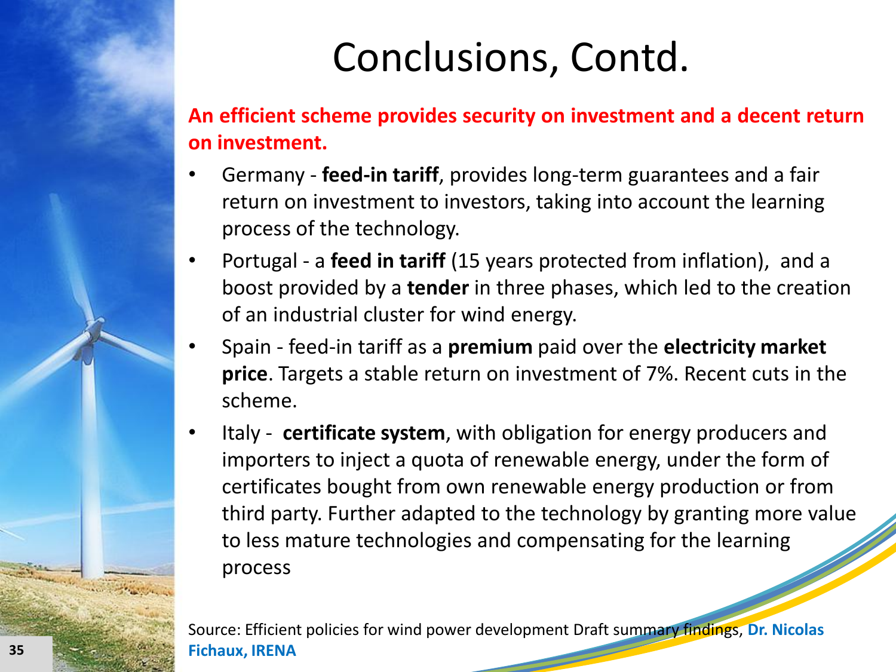# Conclusions, Contd.

**An efficient scheme provides security on investment and a decent return on investment.**

- Germany - **feed-in tariff**, provides long-term guarantees and a fair return on investment to investors, taking into account the learning process of the technology.
- Portugal - a **feed in tariff** (15 years protected from inflation), and a boost provided by a **tender** in three phases, which led to the creation of an industrial cluster for wind energy.
- Spain - feed-in tariff as a **premium** paid over the **electricity market price**. Targets a stable return on investment of 7%. Recent cuts in the scheme.
- Italy - **certificate system**, with obligation for energy producers and importers to inject a quota of renewable energy, under the form of certificates bought from own renewable energy production or from third party. Further adapted to the technology by granting more value to less mature technologies and compensating for the learning process

Source: Efficient policies for wind power development Draft summary findings, **Dr. Nicolas Fichaux, IRENA**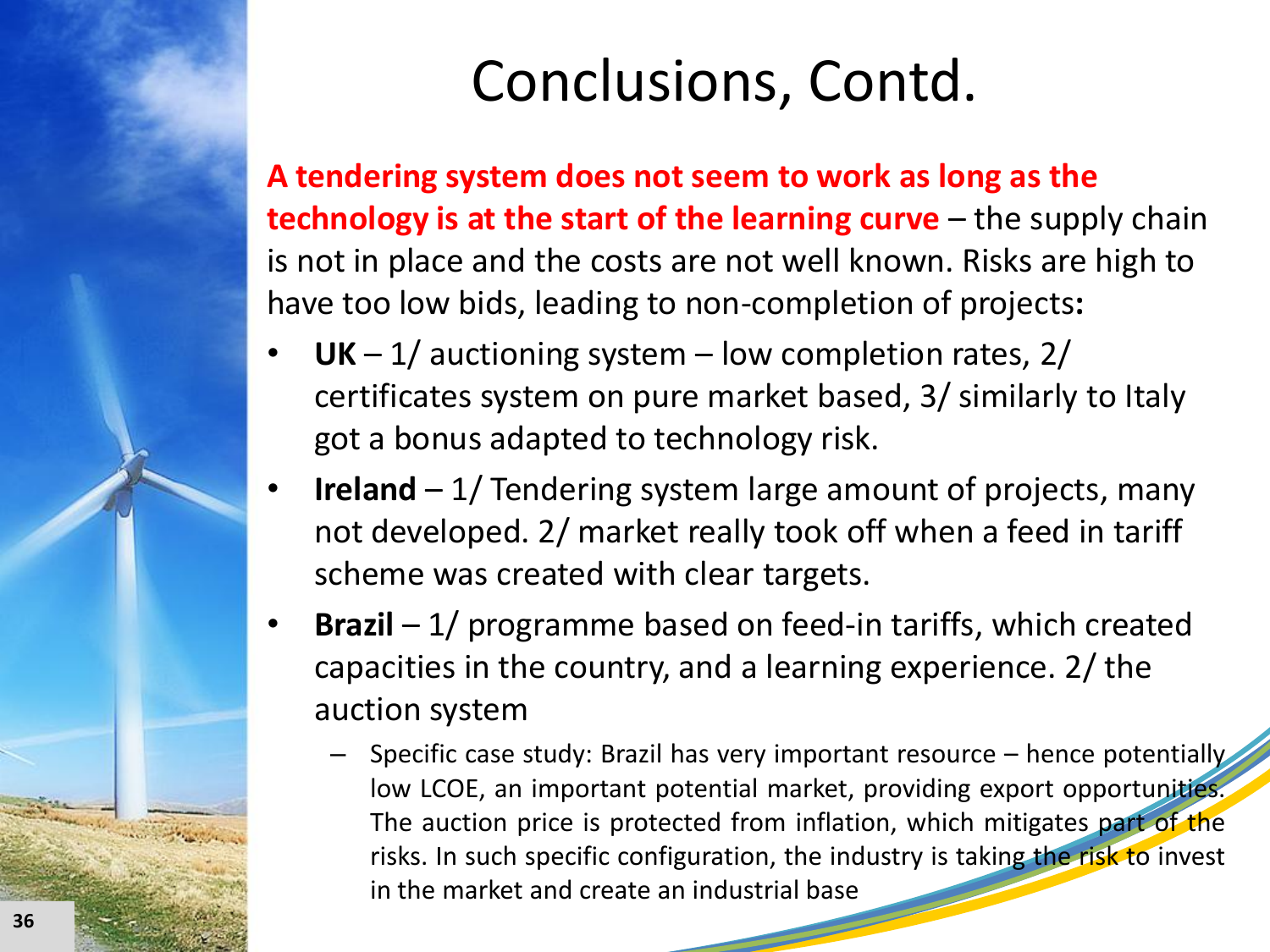# Conclusions, Contd.

**A tendering system does not seem to work as long as the technology is at the start of the learning curve** – the supply chain is not in place and the costs are not well known. Risks are high to have too low bids, leading to non-completion of projects**:**

- **UK** – 1/ auctioning system – low completion rates, 2/ certificates system on pure market based, 3/ similarly to Italy got a bonus adapted to technology risk.
- **Ireland** – 1/ Tendering system large amount of projects, many not developed. 2/ market really took off when a feed in tariff scheme was created with clear targets.
- **Brazil** – 1/ programme based on feed-in tariffs, which created capacities in the country, and a learning experience. 2/ the auction system
  - Specific case study: Brazil has very important resource – hence potentially low LCOE, an important potential market, providing export opportunities. The auction price is protected from inflation, which mitigates part of the risks. In such specific configuration, the industry is taking the risk to invest in the market and create an industrial base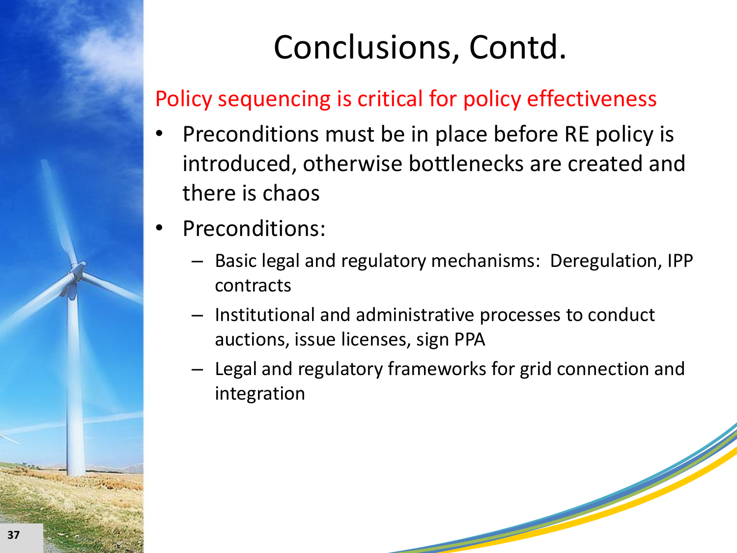# Conclusions, Contd.

Policy sequencing is critical for policy effectiveness

- Preconditions must be in place before RE policy is introduced, otherwise bottlenecks are created and there is chaos
- Preconditions:
  - Basic legal and regulatory mechanisms: Deregulation, IPP contracts
  - Institutional and administrative processes to conduct auctions, issue licenses, sign PPA
  - Legal and regulatory frameworks for grid connection and integration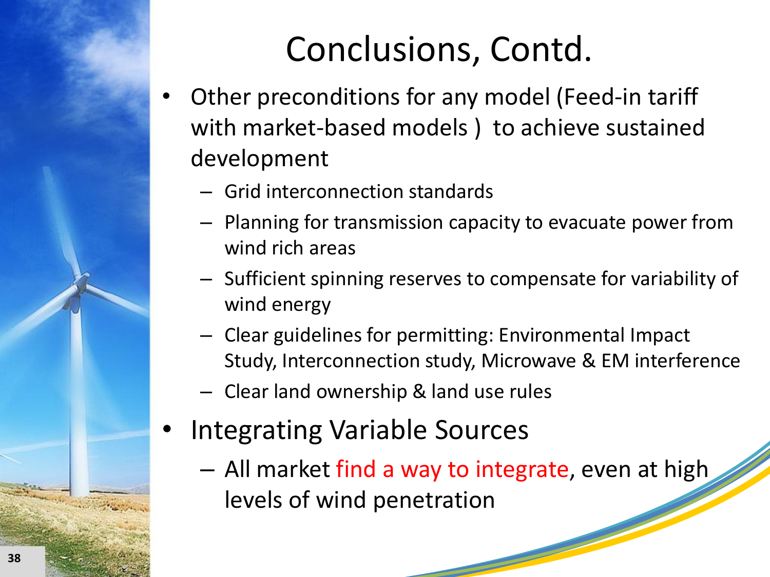# Conclusions, Contd.

- Other preconditions for any model (Feed-in tariff with market-based models ) to achieve sustained development
  - Grid interconnection standards
  - Planning for transmission capacity to evacuate power from wind rich areas
  - Sufficient spinning reserves to compensate for variability of wind energy
  - Clear guidelines for permitting: Environmental Impact Study, Interconnection study, Microwave & EM interference
  - Clear land ownership & land use rules
- Integrating Variable Sources
  - All market find a way to integrate, even at high levels of wind penetration